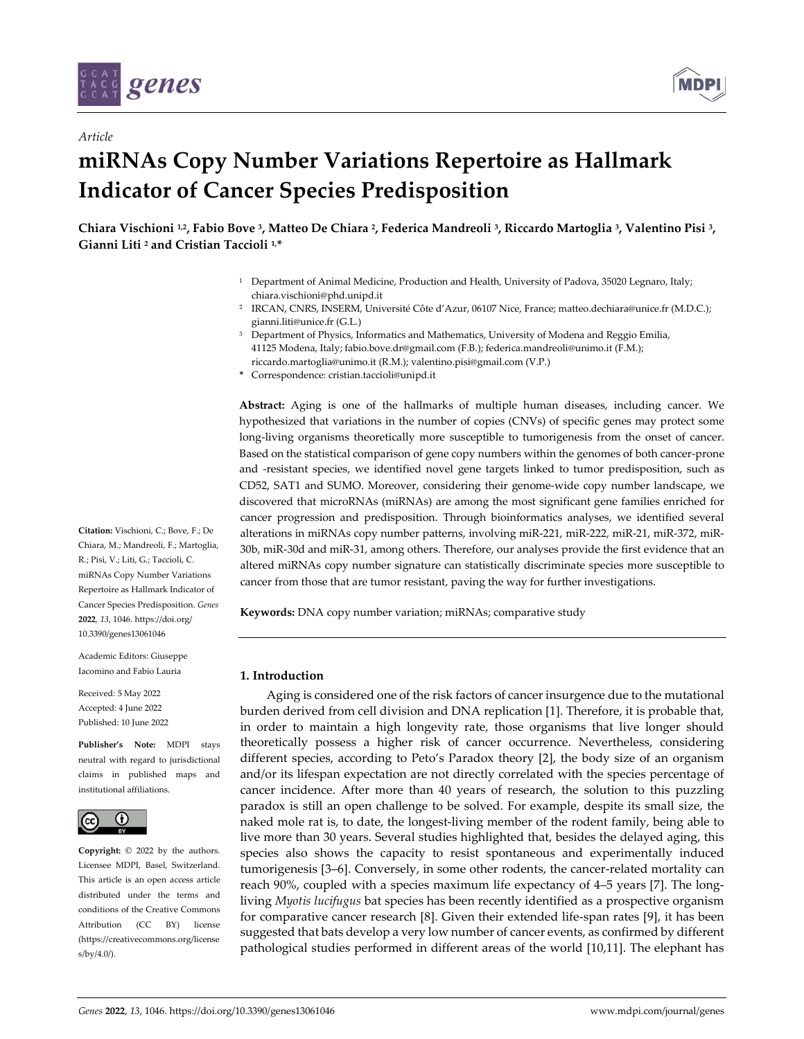Article

# miRNAs Copy Number Variations Repertoire as Hallmark Indicator of Cancer Species Predisposition

**Chiara Vischioni [1,2], Fabio Bove [3], Matteo De Chiara [2], Federica Mandreoli [3], Riccardo Martoglia [3], Valentino Pisi [3], Gianni Liti [2] and Cristian Taccioli [1,*]**

[1] Department of Animal Medicine, Production and Health, University of Padova, 35020 Legnaro, Italy; chiara.vischioni@phd.unipd.it

[2] IRCAN, CNRS, INSERM, Université Côte d'Azur, 06107 Nice, France; matteo.dechiara@unice.fr (M.D.C.); gianni.liti@unice.fr (G.L.)

[3] Department of Physics, Informatics and Mathematics, University of Modena and Reggio Emilia, 41125 Modena, Italy; fabio.bove.dr@gmail.com (F.B.); federica.mandreoli@unimo.it (F.M.); riccardo.martoglia@unimo.it (R.M.); valentino.pisi@gmail.com (V.P.)

\* Correspondence: cristian.taccioli@unipd.it

**Abstract:** Aging is one of the hallmarks of multiple human diseases, including cancer. We hypothesized that variations in the number of copies (CNVs) of specific genes may protect some long-living organisms theoretically more susceptible to tumorigenesis from the onset of cancer. Based on the statistical comparison of gene copy numbers within the genomes of both cancer-prone and -resistant species, we identified novel gene targets linked to tumor predisposition, such as CD52, SAT1 and SUMO. Moreover, considering their genome-wide copy number landscape, we discovered that microRNAs (miRNAs) are among the most significant gene families enriched for cancer progression and predisposition. Through bioinformatics analyses, we identified several alterations in miRNAs copy number patterns, involving miR-221, miR-222, miR-21, miR-372, miR-30b, miR-30d and miR-31, among others. Therefore, our analyses provide the first evidence that an altered miRNAs copy number signature can statistically discriminate species more susceptible to cancer from those that are tumor resistant, paving the way for further investigations.

**Keywords:** DNA copy number variation; miRNAs; comparative study

**Citation:** Vischioni, C.; Bove, F.; De Chiara, M.; Mandreoli, F.; Martoglia, R.; Pisi, V.; Liti, G.; Taccioli, C. miRNAs Copy Number Variations Repertoire as Hallmark Indicator of Cancer Species Predisposition. *Genes* **2022**, *13*, 1046. https://doi.org/10.3390/genes13061046

Academic Editors: Giuseppe Iacomino and Fabio Lauria

Received: 5 May 2022
Accepted: 4 June 2022
Published: 10 June 2022

**Publisher's Note:** MDPI stays neutral with regard to jurisdictional claims in published maps and institutional affiliations.

**Copyright:** © 2022 by the authors. Licensee MDPI, Basel, Switzerland. This article is an open access article distributed under the terms and conditions of the Creative Commons Attribution (CC BY) license (https://creativecommons.org/licenses/by/4.0/).

## 1. Introduction

Aging is considered one of the risk factors of cancer insurgence due to the mutational burden derived from cell division and DNA replication [1]. Therefore, it is probable that, in order to maintain a high longevity rate, those organisms that live longer should theoretically possess a higher risk of cancer occurrence. Nevertheless, considering different species, according to Peto's Paradox theory [2], the body size of an organism and/or its lifespan expectation are not directly correlated with the species percentage of cancer incidence. After more than 40 years of research, the solution to this puzzling paradox is still an open challenge to be solved. For example, despite its small size, the naked mole rat is, to date, the longest-living member of the rodent family, being able to live more than 30 years. Several studies highlighted that, besides the delayed aging, this species also shows the capacity to resist spontaneous and experimentally induced tumorigenesis [3–6]. Conversely, in some other rodents, the cancer-related mortality can reach 90%, coupled with a species maximum life expectancy of 4–5 years [7]. The long-living *Myotis lucifugus* bat species has been recently identified as a prospective organism for comparative cancer research [8]. Given their extended life-span rates [9], it has been suggested that bats develop a very low number of cancer events, as confirmed by different pathological studies performed in different areas of the world [10,11]. The elephant has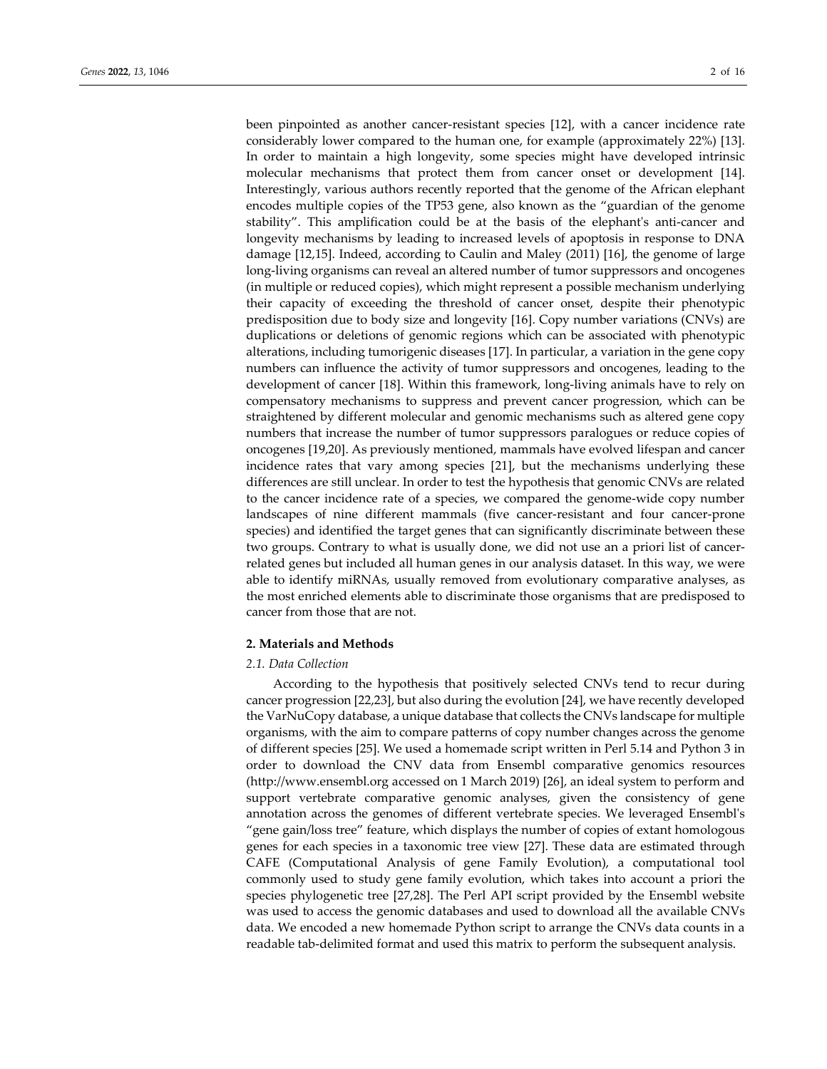been pinpointed as another cancer-resistant species [12], with a cancer incidence rate considerably lower compared to the human one, for example (approximately 22%) [13]. In order to maintain a high longevity, some species might have developed intrinsic molecular mechanisms that protect them from cancer onset or development [14]. Interestingly, various authors recently reported that the genome of the African elephant encodes multiple copies of the TP53 gene, also known as the "guardian of the genome stability". This amplification could be at the basis of the elephant's anti-cancer and longevity mechanisms by leading to increased levels of apoptosis in response to DNA damage [12,15]. Indeed, according to Caulin and Maley (2011) [16], the genome of large long-living organisms can reveal an altered number of tumor suppressors and oncogenes (in multiple or reduced copies), which might represent a possible mechanism underlying their capacity of exceeding the threshold of cancer onset, despite their phenotypic predisposition due to body size and longevity [16]. Copy number variations (CNVs) are duplications or deletions of genomic regions which can be associated with phenotypic alterations, including tumorigenic diseases [17]. In particular, a variation in the gene copy numbers can influence the activity of tumor suppressors and oncogenes, leading to the development of cancer [18]. Within this framework, long-living animals have to rely on compensatory mechanisms to suppress and prevent cancer progression, which can be straightened by different molecular and genomic mechanisms such as altered gene copy numbers that increase the number of tumor suppressors paralogues or reduce copies of oncogenes [19,20]. As previously mentioned, mammals have evolved lifespan and cancer incidence rates that vary among species [21], but the mechanisms underlying these differences are still unclear. In order to test the hypothesis that genomic CNVs are related to the cancer incidence rate of a species, we compared the genome-wide copy number landscapes of nine different mammals (five cancer-resistant and four cancer-prone species) and identified the target genes that can significantly discriminate between these two groups. Contrary to what is usually done, we did not use an a priori list of cancer-related genes but included all human genes in our analysis dataset. In this way, we were able to identify miRNAs, usually removed from evolutionary comparative analyses, as the most enriched elements able to discriminate those organisms that are predisposed to cancer from those that are not.

## 2. Materials and Methods

### 2.1. Data Collection

According to the hypothesis that positively selected CNVs tend to recur during cancer progression [22,23], but also during the evolution [24], we have recently developed the VarNuCopy database, a unique database that collects the CNVs landscape for multiple organisms, with the aim to compare patterns of copy number changes across the genome of different species [25]. We used a homemade script written in Perl 5.14 and Python 3 in order to download the CNV data from Ensembl comparative genomics resources (http://www.ensembl.org accessed on 1 March 2019) [26], an ideal system to perform and support vertebrate comparative genomic analyses, given the consistency of gene annotation across the genomes of different vertebrate species. We leveraged Ensembl's "gene gain/loss tree" feature, which displays the number of copies of extant homologous genes for each species in a taxonomic tree view [27]. These data are estimated through CAFE (Computational Analysis of gene Family Evolution), a computational tool commonly used to study gene family evolution, which takes into account a priori the species phylogenetic tree [27,28]. The Perl API script provided by the Ensembl website was used to access the genomic databases and used to download all the available CNVs data. We encoded a new homemade Python script to arrange the CNVs data counts in a readable tab-delimited format and used this matrix to perform the subsequent analysis.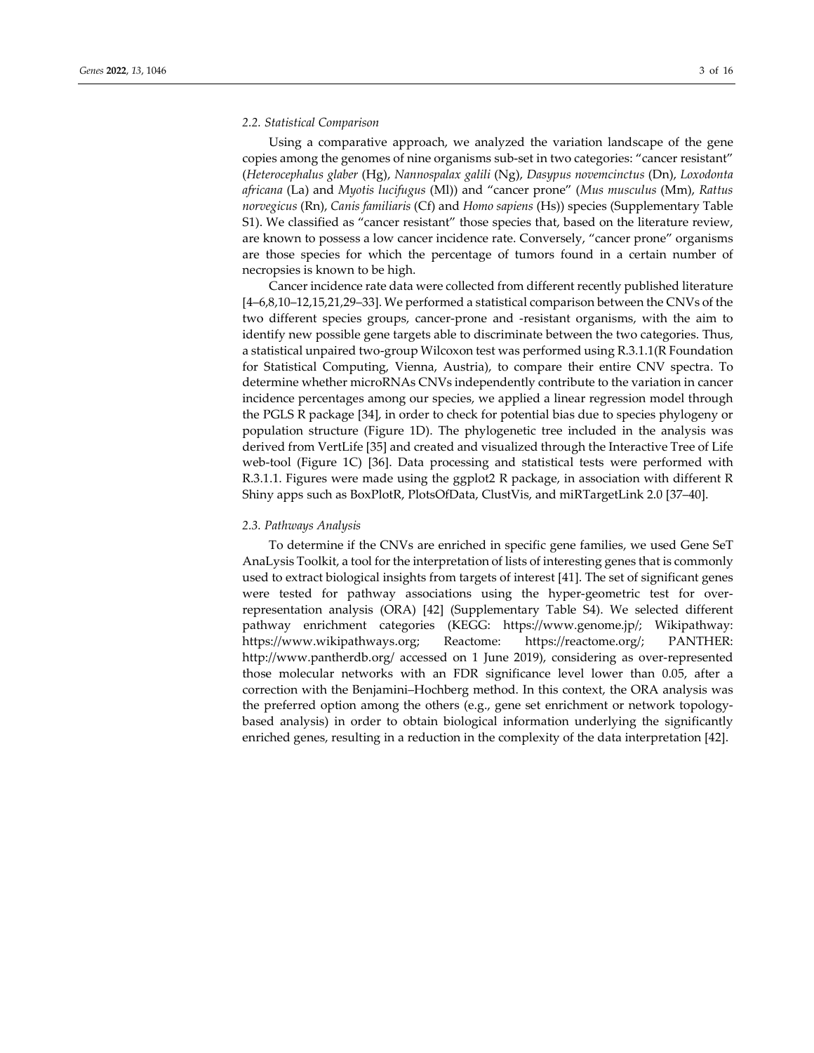### 2.2. Statistical Comparison

Using a comparative approach, we analyzed the variation landscape of the gene copies among the genomes of nine organisms sub-set in two categories: "cancer resistant" (*Heterocephalus glaber* (Hg), *Nannospalax galili* (Ng), *Dasypus novemcinctus* (Dn), *Loxodonta africana* (La) and *Myotis lucifugus* (Ml)) and "cancer prone" (*Mus musculus* (Mm), *Rattus norvegicus* (Rn), *Canis familiaris* (Cf) and *Homo sapiens* (Hs)) species (Supplementary Table S1). We classified as "cancer resistant" those species that, based on the literature review, are known to possess a low cancer incidence rate. Conversely, "cancer prone" organisms are those species for which the percentage of tumors found in a certain number of necropsies is known to be high.

Cancer incidence rate data were collected from different recently published literature [4–6,8,10–12,15,21,29–33]. We performed a statistical comparison between the CNVs of the two different species groups, cancer-prone and -resistant organisms, with the aim to identify new possible gene targets able to discriminate between the two categories. Thus, a statistical unpaired two-group Wilcoxon test was performed using R.3.1.1(R Foundation for Statistical Computing, Vienna, Austria), to compare their entire CNV spectra. To determine whether microRNAs CNVs independently contribute to the variation in cancer incidence percentages among our species, we applied a linear regression model through the PGLS R package [34], in order to check for potential bias due to species phylogeny or population structure (Figure 1D). The phylogenetic tree included in the analysis was derived from VertLife [35] and created and visualized through the Interactive Tree of Life web-tool (Figure 1C) [36]. Data processing and statistical tests were performed with R.3.1.1. Figures were made using the ggplot2 R package, in association with different R Shiny apps such as BoxPlotR, PlotsOfData, ClustVis, and miRTargetLink 2.0 [37–40].

### 2.3. Pathways Analysis

To determine if the CNVs are enriched in specific gene families, we used Gene SeT AnaLysis Toolkit, a tool for the interpretation of lists of interesting genes that is commonly used to extract biological insights from targets of interest [41]. The set of significant genes were tested for pathway associations using the hyper-geometric test for over-representation analysis (ORA) [42] (Supplementary Table S4). We selected different pathway enrichment categories (KEGG: https://www.genome.jp/; Wikipathway: https://www.wikipathways.org; Reactome: https://reactome.org/; PANTHER: http://www.pantherdb.org/ accessed on 1 June 2019), considering as over-represented those molecular networks with an FDR significance level lower than 0.05, after a correction with the Benjamini–Hochberg method. In this context, the ORA analysis was the preferred option among the others (e.g., gene set enrichment or network topology-based analysis) in order to obtain biological information underlying the significantly enriched genes, resulting in a reduction in the complexity of the data interpretation [42].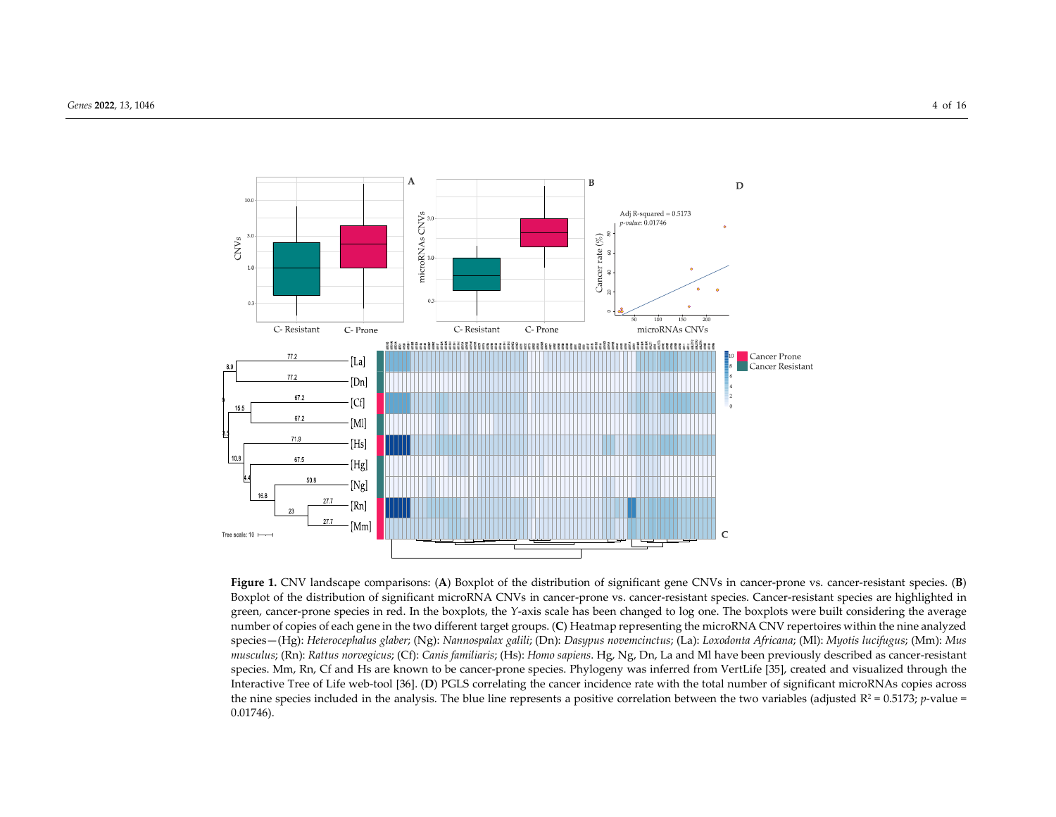**Figure 1.** CNV landscape comparisons: (**A**) Boxplot of the distribution of significant gene CNVs in cancer-prone vs. cancer-resistant species. (**B**) Boxplot of the distribution of significant microRNA CNVs in cancer-prone vs. cancer-resistant species. Cancer-resistant species are highlighted in green, cancer-prone species in red. In the boxplots, the *Y*-axis scale has been changed to log one. The boxplots were built considering the average number of copies of each gene in the two different target groups. (**C**) Heatmap representing the microRNA CNV repertoires within the nine analyzed species—(Hg): *Heterocephalus glaber*; (Ng): *Nannospalax galili*; (Dn): *Dasypus novemcinctus*; (La): *Loxodonta Africana*; (Ml): *Myotis lucifugus*; (Mm): *Mus musculus*; (Rn): *Rattus norvegicus*; (Cf): *Canis familiaris*; (Hs): *Homo sapiens*. Hg, Ng, Dn, La and Ml have been previously described as cancer-resistant species. Mm, Rn, Cf and Hs are known to be cancer-prone species. Phylogeny was inferred from VertLife [35], created and visualized through the Interactive Tree of Life web-tool [36]. (**D**) PGLS correlating the cancer incidence rate with the total number of significant microRNAs copies across the nine species included in the analysis. The blue line represents a positive correlation between the two variables (adjusted $R^2 = 0.5173$; *p*-value = 0.01746).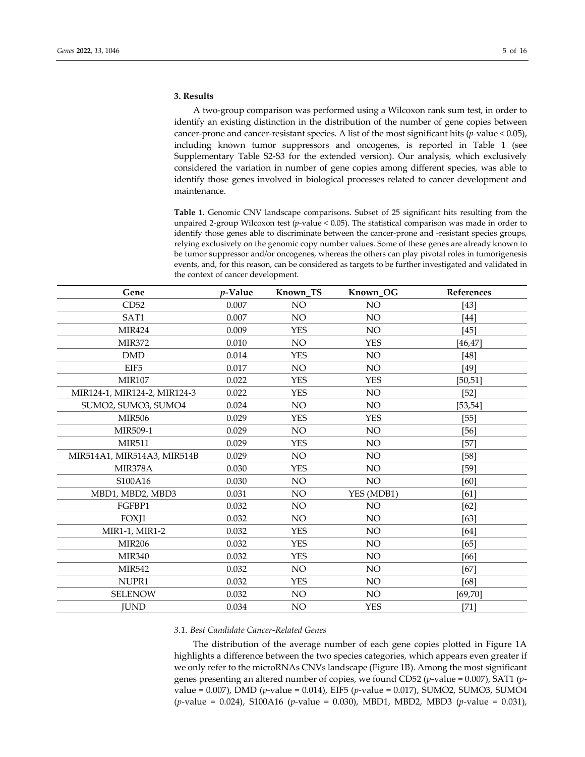## 3. Results

A two-group comparison was performed using a Wilcoxon rank sum test, in order to identify an existing distinction in the distribution of the number of gene copies between cancer-prone and cancer-resistant species. A list of the most significant hits ($p$-value < 0.05), including known tumor suppressors and oncogenes, is reported in Table 1 (see Supplementary Table S2-S3 for the extended version). Our analysis, which exclusively considered the variation in number of gene copies among different species, was able to identify those genes involved in biological processes related to cancer development and maintenance.

**Table 1.** Genomic CNV landscape comparisons. Subset of 25 significant hits resulting from the unpaired 2-group Wilcoxon test ($p$-value < 0.05). The statistical comparison was made in order to identify those genes able to discriminate between the cancer-prone and -resistant species groups, relying exclusively on the genomic copy number values. Some of these genes are already known to be tumor suppressor and/or oncogenes, whereas the others can play pivotal roles in tumorigenesis events, and, for this reason, can be considered as targets to be further investigated and validated in the context of cancer development.

| Gene | *p*-Value | Known_TS | Known_OG | References |
|---|---|---|---|---|
| CD52 | 0.007 | NO | NO | [43] |
| SAT1 | 0.007 | NO | NO | [44] |
| MIR424 | 0.009 | YES | NO | [45] |
| MIR372 | 0.010 | NO | YES | [46,47] |
| DMD | 0.014 | YES | NO | [48] |
| EIF5 | 0.017 | NO | NO | [49] |
| MIR107 | 0.022 | YES | YES | [50,51] |
| MIR124-1, MIR124-2, MIR124-3 | 0.022 | YES | NO | [52] |
| SUMO2, SUMO3, SUMO4 | 0.024 | NO | NO | [53,54] |
| MIR506 | 0.029 | YES | YES | [55] |
| MIR509-1 | 0.029 | NO | NO | [56] |
| MIR511 | 0.029 | YES | NO | [57] |
| MIR514A1, MIR514A3, MIR514B | 0.029 | NO | NO | [58] |
| MIR378A | 0.030 | YES | NO | [59] |
| S100A16 | 0.030 | NO | NO | [60] |
| MBD1, MBD2, MBD3 | 0.031 | NO | YES (MDB1) | [61] |
| FGFBP1 | 0.032 | NO | NO | [62] |
| FOXJ1 | 0.032 | NO | NO | [63] |
| MIR1-1, MIR1-2 | 0.032 | YES | NO | [64] |
| MIR206 | 0.032 | YES | NO | [65] |
| MIR340 | 0.032 | YES | NO | [66] |
| MIR542 | 0.032 | NO | NO | [67] |
| NUPR1 | 0.032 | YES | NO | [68] |
| SELENOW | 0.032 | NO | NO | [69,70] |
| JUND | 0.034 | NO | YES | [71] |

### 3.1. Best Candidate Cancer-Related Genes

The distribution of the average number of each gene copies plotted in Figure 1A highlights a difference between the two species categories, which appears even greater if we only refer to the microRNAs CNVs landscape (Figure 1B). Among the most significant genes presenting an altered number of copies, we found CD52 ($p$-value = 0.007), SAT1 ($p$-value = 0.007), DMD ($p$-value = 0.014), EIF5 ($p$-value = 0.017), SUMO2, SUMO3, SUMO4 ($p$-value = 0.024), S100A16 ($p$-value = 0.030), MBD1, MBD2, MBD3 ($p$-value = 0.031),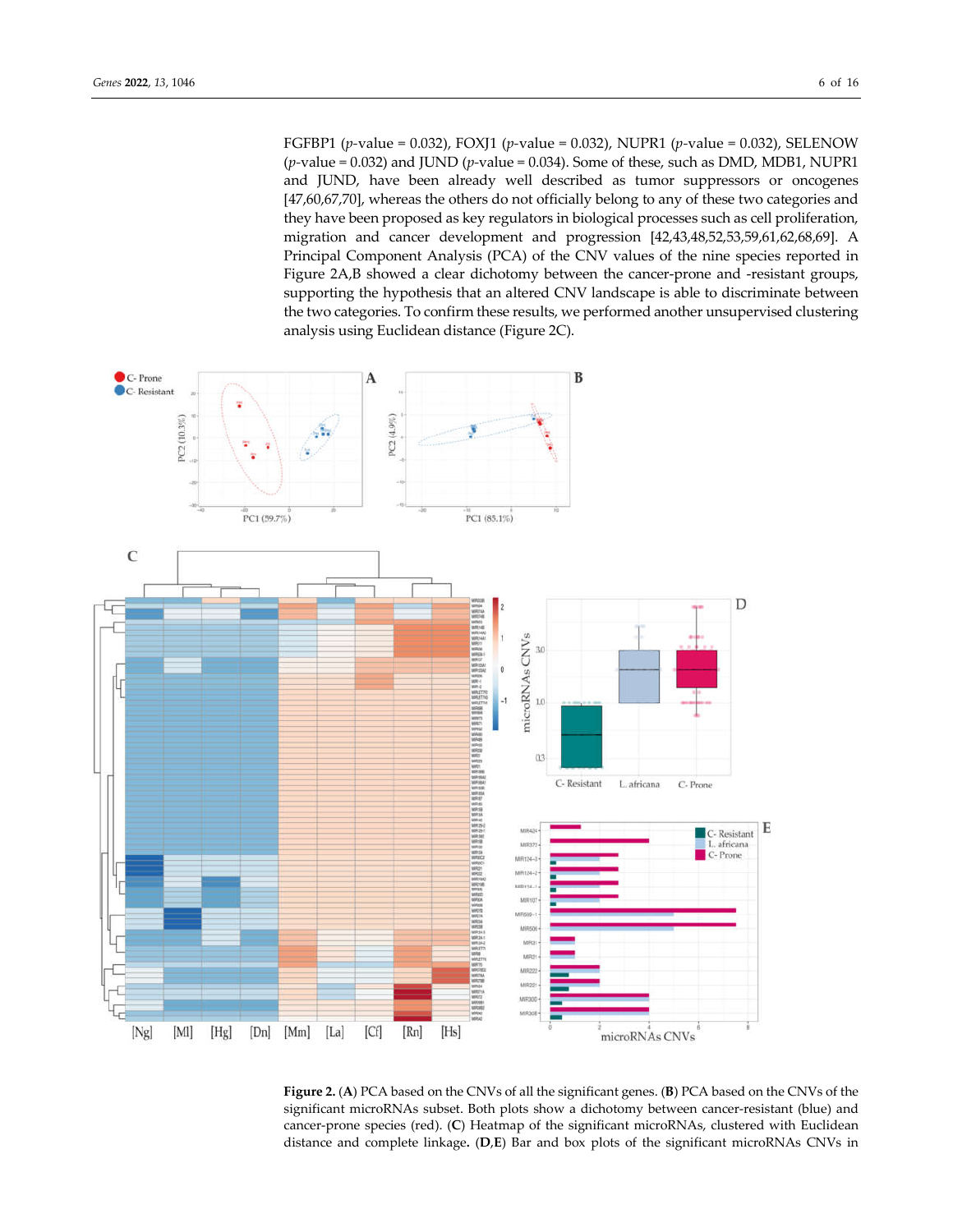FGFBP1 ($p$-value = 0.032), FOXJ1 ($p$-value = 0.032), NUPR1 ($p$-value = 0.032), SELENOW ($p$-value = 0.032) and JUND ($p$-value = 0.034). Some of these, such as DMD, MDB1, NUPR1 and JUND, have been already well described as tumor suppressors or oncogenes [47,60,67,70], whereas the others do not officially belong to any of these two categories and they have been proposed as key regulators in biological processes such as cell proliferation, migration and cancer development and progression [42,43,48,52,53,59,61,62,68,69]. A Principal Component Analysis (PCA) of the CNV values of the nine species reported in Figure 2A,B showed a clear dichotomy between the cancer-prone and -resistant groups, supporting the hypothesis that an altered CNV landscape is able to discriminate between the two categories. To confirm these results, we performed another unsupervised clustering analysis using Euclidean distance (Figure 2C).

**Figure 2.** (**A**) PCA based on the CNVs of all the significant genes. (**B**) PCA based on the CNVs of the significant microRNAs subset. Both plots show a dichotomy between cancer-resistant (blue) and cancer-prone species (red). (**C**) Heatmap of the significant microRNAs, clustered with Euclidean distance and complete linkage. (**D**,**E**) Bar and box plots of the significant microRNAs CNVs in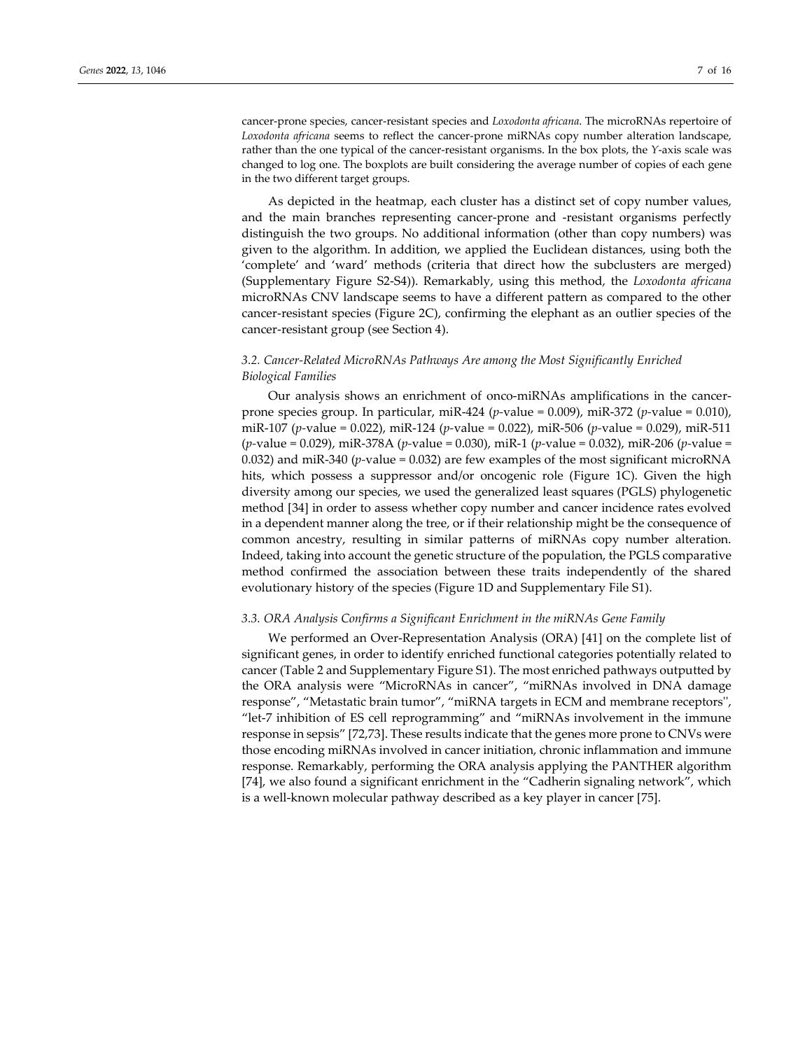cancer-prone species, cancer-resistant species and *Loxodonta africana*. The microRNAs repertoire of *Loxodonta africana* seems to reflect the cancer-prone miRNAs copy number alteration landscape, rather than the one typical of the cancer-resistant organisms. In the box plots, the *Y*-axis scale was changed to log one. The boxplots are built considering the average number of copies of each gene in the two different target groups.

As depicted in the heatmap, each cluster has a distinct set of copy number values, and the main branches representing cancer-prone and -resistant organisms perfectly distinguish the two groups. No additional information (other than copy numbers) was given to the algorithm. In addition, we applied the Euclidean distances, using both the 'complete' and 'ward' methods (criteria that direct how the subclusters are merged) (Supplementary Figure S2-S4)). Remarkably, using this method, the *Loxodonta africana* microRNAs CNV landscape seems to have a different pattern as compared to the other cancer-resistant species (Figure 2C), confirming the elephant as an outlier species of the cancer-resistant group (see Section 4).

### *3.2. Cancer-Related MicroRNAs Pathways Are among the Most Significantly Enriched Biological Families*

Our analysis shows an enrichment of onco-miRNAs amplifications in the cancer-prone species group. In particular, miR-424 ($p$-value = 0.009), miR-372 ($p$-value = 0.010), miR-107 ($p$-value = 0.022), miR-124 ($p$-value = 0.022), miR-506 ($p$-value = 0.029), miR-511 ($p$-value = 0.029), miR-378A ($p$-value = 0.030), miR-1 ($p$-value = 0.032), miR-206 ($p$-value = 0.032) and miR-340 ($p$-value = 0.032) are few examples of the most significant microRNA hits, which possess a suppressor and/or oncogenic role (Figure 1C). Given the high diversity among our species, we used the generalized least squares (PGLS) phylogenetic method [34] in order to assess whether copy number and cancer incidence rates evolved in a dependent manner along the tree, or if their relationship might be the consequence of common ancestry, resulting in similar patterns of miRNAs copy number alteration. Indeed, taking into account the genetic structure of the population, the PGLS comparative method confirmed the association between these traits independently of the shared evolutionary history of the species (Figure 1D and Supplementary File S1).

### *3.3. ORA Analysis Confirms a Significant Enrichment in the miRNAs Gene Family*

We performed an Over-Representation Analysis (ORA) [41] on the complete list of significant genes, in order to identify enriched functional categories potentially related to cancer (Table 2 and Supplementary Figure S1). The most enriched pathways outputted by the ORA analysis were "MicroRNAs in cancer", "miRNAs involved in DNA damage response", "Metastatic brain tumor", "miRNA targets in ECM and membrane receptors", "let-7 inhibition of ES cell reprogramming" and "miRNAs involvement in the immune response in sepsis" [72,73]. These results indicate that the genes more prone to CNVs were those encoding miRNAs involved in cancer initiation, chronic inflammation and immune response. Remarkably, performing the ORA analysis applying the PANTHER algorithm [74], we also found a significant enrichment in the "Cadherin signaling network", which is a well-known molecular pathway described as a key player in cancer [75].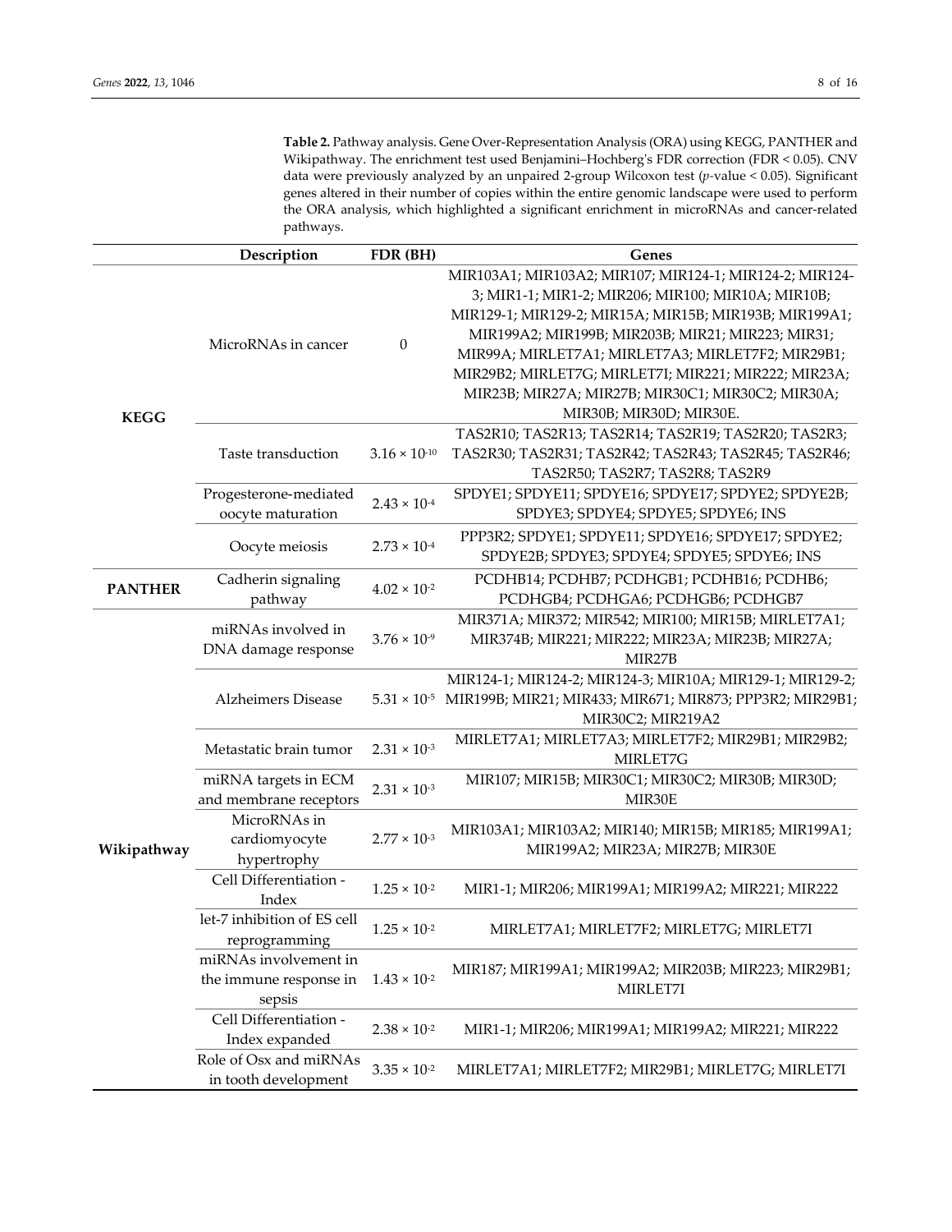**Table 2.** Pathway analysis. Gene Over-Representation Analysis (ORA) using KEGG, PANTHER and Wikipathway. The enrichment test used Benjamini–Hochberg's FDR correction (FDR < 0.05). CNV data were previously analyzed by an unpaired 2-group Wilcoxon test (*p*-value < 0.05). Significant genes altered in their number of copies within the entire genomic landscape were used to perform the ORA analysis, which highlighted a significant enrichment in microRNAs and cancer-related pathways.

| | Description | FDR (BH) | Genes |
|---|---|---|---|
| KEGG | MicroRNAs in cancer | 0 | MIR103A1; MIR103A2; MIR107; MIR124-1; MIR124-2; MIR124-3; MIR1-1; MIR1-2; MIR206; MIR100; MIR10A; MIR10B; MIR129-1; MIR129-2; MIR15A; MIR15B; MIR193B; MIR199A1; MIR199A2; MIR199B; MIR203B; MIR21; MIR223; MIR31; MIR99A; MIRLET7A1; MIRLET7A3; MIRLET7F2; MIR29B1; MIR29B2; MIRLET7G; MIRLET7I; MIR221; MIR222; MIR23A; MIR23B; MIR27A; MIR27B; MIR30C1; MIR30C2; MIR30A; MIR30B; MIR30D; MIR30E. |
| | Taste transduction | $3.16 \times 10^{-10}$ | TAS2R10; TAS2R13; TAS2R14; TAS2R19; TAS2R20; TAS2R3; TAS2R30; TAS2R31; TAS2R42; TAS2R43; TAS2R45; TAS2R46; TAS2R50; TAS2R7; TAS2R8; TAS2R9 |
| | Progesterone-mediated oocyte maturation | $2.43 \times 10^{-4}$ | SPDYE1; SPDYE11; SPDYE16; SPDYE17; SPDYE2; SPDYE2B; SPDYE3; SPDYE4; SPDYE5; SPDYE6; INS |
| | Oocyte meiosis | $2.73 \times 10^{-4}$ | PPP3R2; SPDYE1; SPDYE11; SPDYE16; SPDYE17; SPDYE2; SPDYE2B; SPDYE3; SPDYE4; SPDYE5; SPDYE6; INS |
| PANTHER | Cadherin signaling pathway | $4.02 \times 10^{-2}$ | PCDHB14; PCDHB7; PCDHGB1; PCDHB16; PCDHB6; PCDHGB4; PCDHGA6; PCDHGB6; PCDHGB7 |
| Wikipathway | miRNAs involved in DNA damage response | $3.76 \times 10^{-9}$ | MIR371A; MIR372; MIR542; MIR100; MIR15B; MIRLET7A1; MIR374B; MIR221; MIR222; MIR23A; MIR23B; MIR27A; MIR27B |
| | Alzheimers Disease | $5.31 \times 10^{-5}$ | MIR124-1; MIR124-2; MIR124-3; MIR10A; MIR129-1; MIR129-2; MIR199B; MIR21; MIR433; MIR671; MIR873; PPP3R2; MIR29B1; MIR30C2; MIR219A2 |
| | Metastatic brain tumor | $2.31 \times 10^{-3}$ | MIRLET7A1; MIRLET7A3; MIRLET7F2; MIR29B1; MIR29B2; MIRLET7G |
| | miRNA targets in ECM and membrane receptors | $2.31 \times 10^{-3}$ | MIR107; MIR15B; MIR30C1; MIR30C2; MIR30B; MIR30D; MIR30E |
| | MicroRNAs in cardiomyocyte hypertrophy | $2.77 \times 10^{-3}$ | MIR103A1; MIR103A2; MIR140; MIR15B; MIR185; MIR199A1; MIR199A2; MIR23A; MIR27B; MIR30E |
| | Cell Differentiation - Index | $1.25 \times 10^{-2}$ | MIR1-1; MIR206; MIR199A1; MIR199A2; MIR221; MIR222 |
| | let-7 inhibition of ES cell reprogramming | $1.25 \times 10^{-2}$ | MIRLET7A1; MIRLET7F2; MIRLET7G; MIRLET7I |
| | miRNAs involvement in the immune response in sepsis | $1.43 \times 10^{-2}$ | MIR187; MIR199A1; MIR199A2; MIR203B; MIR223; MIR29B1; MIRLET7I |
| | Cell Differentiation - Index expanded | $2.38 \times 10^{-2}$ | MIR1-1; MIR206; MIR199A1; MIR199A2; MIR221; MIR222 |
| | Role of Osx and miRNAs in tooth development | $3.35 \times 10^{-2}$ | MIRLET7A1; MIRLET7F2; MIR29B1; MIRLET7G; MIRLET7I |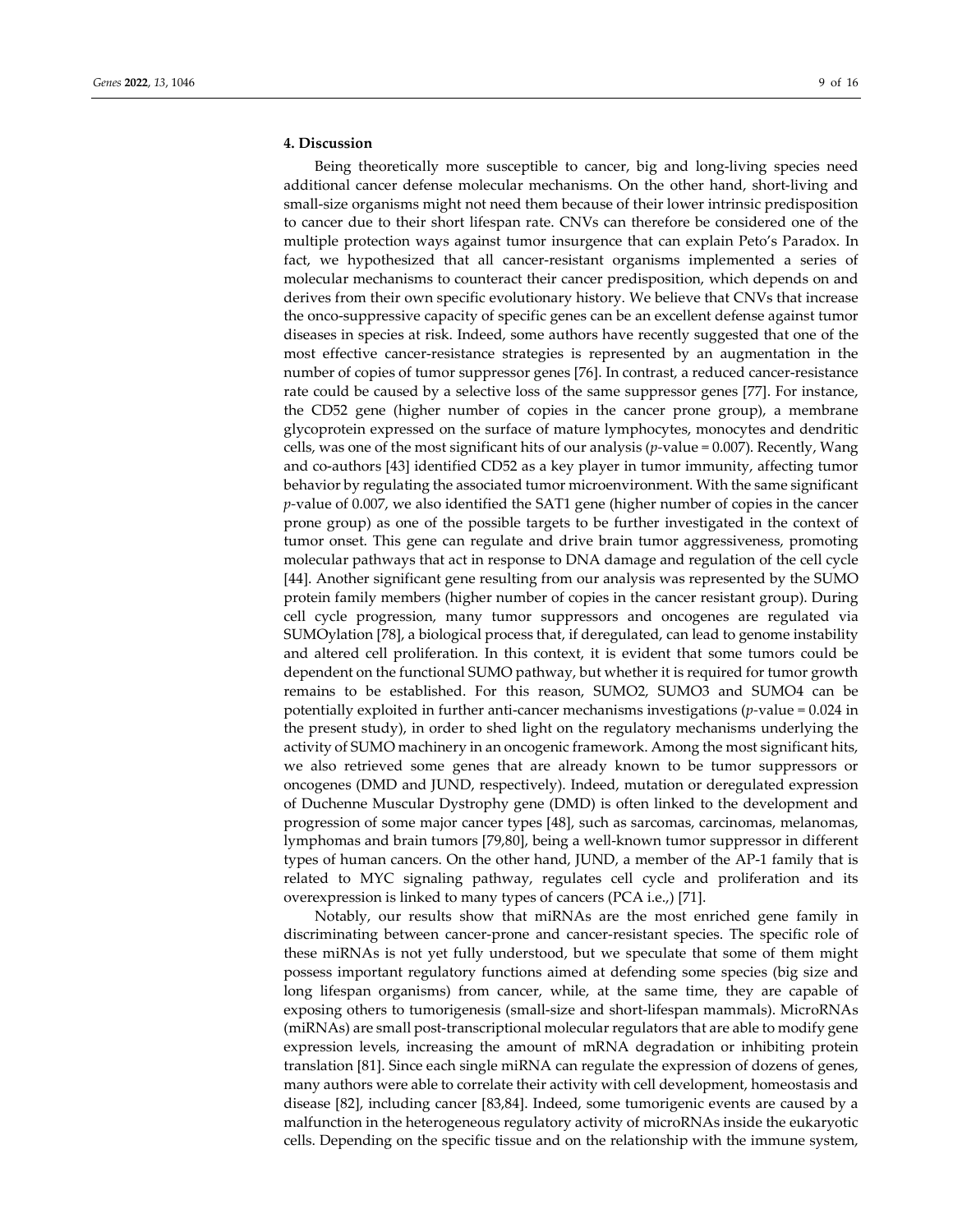## 4. Discussion

Being theoretically more susceptible to cancer, big and long-living species need additional cancer defense molecular mechanisms. On the other hand, short-living and small-size organisms might not need them because of their lower intrinsic predisposition to cancer due to their short lifespan rate. CNVs can therefore be considered one of the multiple protection ways against tumor insurgence that can explain Peto's Paradox. In fact, we hypothesized that all cancer-resistant organisms implemented a series of molecular mechanisms to counteract their cancer predisposition, which depends on and derives from their own specific evolutionary history. We believe that CNVs that increase the onco-suppressive capacity of specific genes can be an excellent defense against tumor diseases in species at risk. Indeed, some authors have recently suggested that one of the most effective cancer-resistance strategies is represented by an augmentation in the number of copies of tumor suppressor genes [76]. In contrast, a reduced cancer-resistance rate could be caused by a selective loss of the same suppressor genes [77]. For instance, the CD52 gene (higher number of copies in the cancer prone group), a membrane glycoprotein expressed on the surface of mature lymphocytes, monocytes and dendritic cells, was one of the most significant hits of our analysis (*p*-value = 0.007). Recently, Wang and co-authors [43] identified CD52 as a key player in tumor immunity, affecting tumor behavior by regulating the associated tumor microenvironment. With the same significant *p*-value of 0.007, we also identified the SAT1 gene (higher number of copies in the cancer prone group) as one of the possible targets to be further investigated in the context of tumor onset. This gene can regulate and drive brain tumor aggressiveness, promoting molecular pathways that act in response to DNA damage and regulation of the cell cycle [44]. Another significant gene resulting from our analysis was represented by the SUMO protein family members (higher number of copies in the cancer resistant group). During cell cycle progression, many tumor suppressors and oncogenes are regulated via SUMOylation [78], a biological process that, if deregulated, can lead to genome instability and altered cell proliferation. In this context, it is evident that some tumors could be dependent on the functional SUMO pathway, but whether it is required for tumor growth remains to be established. For this reason, SUMO2, SUMO3 and SUMO4 can be potentially exploited in further anti-cancer mechanisms investigations (*p*-value = 0.024 in the present study), in order to shed light on the regulatory mechanisms underlying the activity of SUMO machinery in an oncogenic framework. Among the most significant hits, we also retrieved some genes that are already known to be tumor suppressors or oncogenes (DMD and JUND, respectively). Indeed, mutation or deregulated expression of Duchenne Muscular Dystrophy gene (DMD) is often linked to the development and progression of some major cancer types [48], such as sarcomas, carcinomas, melanomas, lymphomas and brain tumors [79,80], being a well-known tumor suppressor in different types of human cancers. On the other hand, JUND, a member of the AP-1 family that is related to MYC signaling pathway, regulates cell cycle and proliferation and its overexpression is linked to many types of cancers (PCA i.e.,) [71].

Notably, our results show that miRNAs are the most enriched gene family in discriminating between cancer-prone and cancer-resistant species. The specific role of these miRNAs is not yet fully understood, but we speculate that some of them might possess important regulatory functions aimed at defending some species (big size and long lifespan organisms) from cancer, while, at the same time, they are capable of exposing others to tumorigenesis (small-size and short-lifespan mammals). MicroRNAs (miRNAs) are small post-transcriptional molecular regulators that are able to modify gene expression levels, increasing the amount of mRNA degradation or inhibiting protein translation [81]. Since each single miRNA can regulate the expression of dozens of genes, many authors were able to correlate their activity with cell development, homeostasis and disease [82], including cancer [83,84]. Indeed, some tumorigenic events are caused by a malfunction in the heterogeneous regulatory activity of microRNAs inside the eukaryotic cells. Depending on the specific tissue and on the relationship with the immune system,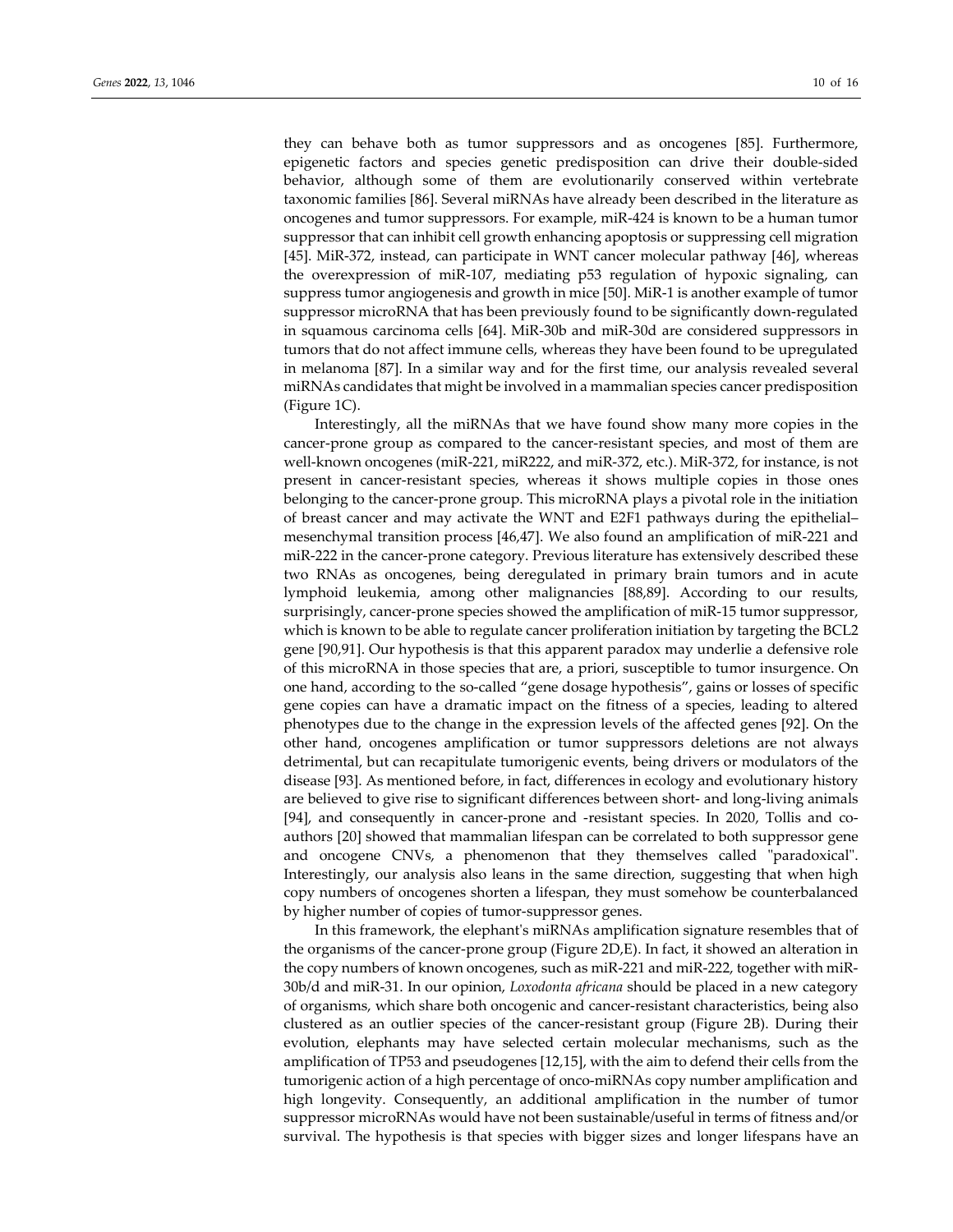they can behave both as tumor suppressors and as oncogenes [85]. Furthermore, epigenetic factors and species genetic predisposition can drive their double-sided behavior, although some of them are evolutionarily conserved within vertebrate taxonomic families [86]. Several miRNAs have already been described in the literature as oncogenes and tumor suppressors. For example, miR-424 is known to be a human tumor suppressor that can inhibit cell growth enhancing apoptosis or suppressing cell migration [45]. MiR-372, instead, can participate in WNT cancer molecular pathway [46], whereas the overexpression of miR-107, mediating p53 regulation of hypoxic signaling, can suppress tumor angiogenesis and growth in mice [50]. MiR-1 is another example of tumor suppressor microRNA that has been previously found to be significantly down-regulated in squamous carcinoma cells [64]. MiR-30b and miR-30d are considered suppressors in tumors that do not affect immune cells, whereas they have been found to be upregulated in melanoma [87]. In a similar way and for the first time, our analysis revealed several miRNAs candidates that might be involved in a mammalian species cancer predisposition (Figure 1C).

Interestingly, all the miRNAs that we have found show many more copies in the cancer-prone group as compared to the cancer-resistant species, and most of them are well-known oncogenes (miR-221, miR222, and miR-372, etc.). MiR-372, for instance, is not present in cancer-resistant species, whereas it shows multiple copies in those ones belonging to the cancer-prone group. This microRNA plays a pivotal role in the initiation of breast cancer and may activate the WNT and E2F1 pathways during the epithelial–mesenchymal transition process [46,47]. We also found an amplification of miR-221 and miR-222 in the cancer-prone category. Previous literature has extensively described these two RNAs as oncogenes, being deregulated in primary brain tumors and in acute lymphoid leukemia, among other malignancies [88,89]. According to our results, surprisingly, cancer-prone species showed the amplification of miR-15 tumor suppressor, which is known to be able to regulate cancer proliferation initiation by targeting the BCL2 gene [90,91]. Our hypothesis is that this apparent paradox may underlie a defensive role of this microRNA in those species that are, a priori, susceptible to tumor insurgence. On one hand, according to the so-called "gene dosage hypothesis", gains or losses of specific gene copies can have a dramatic impact on the fitness of a species, leading to altered phenotypes due to the change in the expression levels of the affected genes [92]. On the other hand, oncogenes amplification or tumor suppressors deletions are not always detrimental, but can recapitulate tumorigenic events, being drivers or modulators of the disease [93]. As mentioned before, in fact, differences in ecology and evolutionary history are believed to give rise to significant differences between short- and long-living animals [94], and consequently in cancer-prone and -resistant species. In 2020, Tollis and co-authors [20] showed that mammalian lifespan can be correlated to both suppressor gene and oncogene CNVs, a phenomenon that they themselves called "paradoxical". Interestingly, our analysis also leans in the same direction, suggesting that when high copy numbers of oncogenes shorten a lifespan, they must somehow be counterbalanced by higher number of copies of tumor-suppressor genes.

In this framework, the elephant's miRNAs amplification signature resembles that of the organisms of the cancer-prone group (Figure 2D,E). In fact, it showed an alteration in the copy numbers of known oncogenes, such as miR-221 and miR-222, together with miR-30b/d and miR-31. In our opinion, *Loxodonta africana* should be placed in a new category of organisms, which share both oncogenic and cancer-resistant characteristics, being also clustered as an outlier species of the cancer-resistant group (Figure 2B). During their evolution, elephants may have selected certain molecular mechanisms, such as the amplification of TP53 and pseudogenes [12,15], with the aim to defend their cells from the tumorigenic action of a high percentage of onco-miRNAs copy number amplification and high longevity. Consequently, an additional amplification in the number of tumor suppressor microRNAs would have not been sustainable/useful in terms of fitness and/or survival. The hypothesis is that species with bigger sizes and longer lifespans have an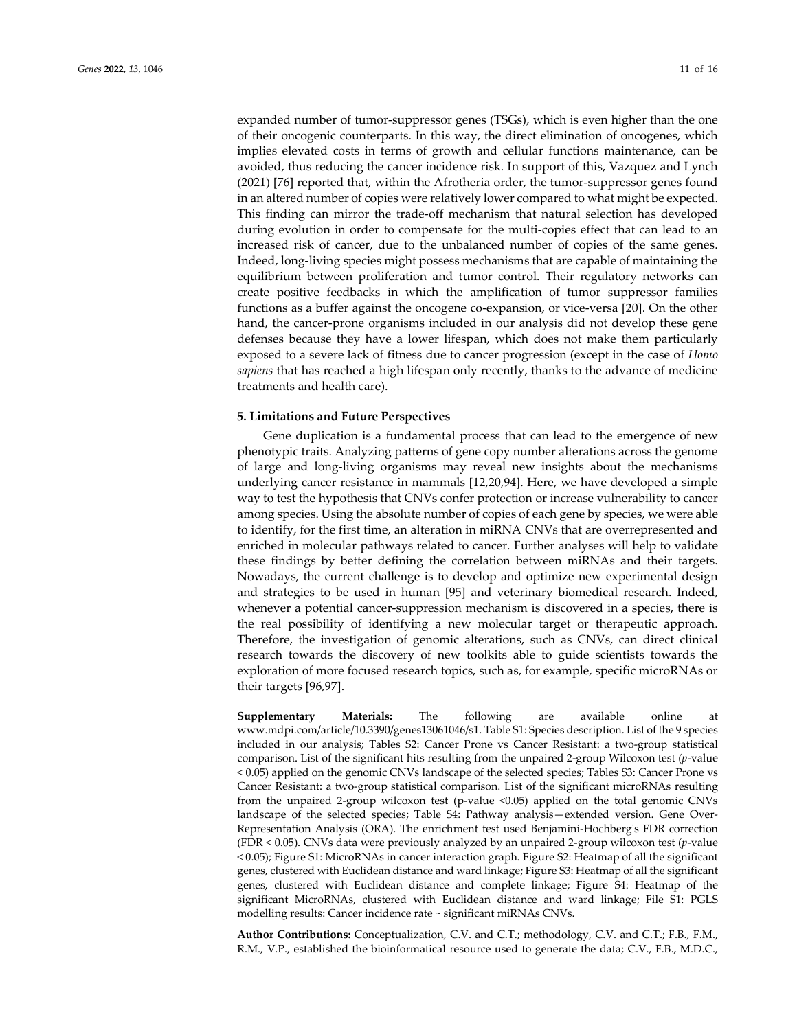expanded number of tumor-suppressor genes (TSGs), which is even higher than the one of their oncogenic counterparts. In this way, the direct elimination of oncogenes, which implies elevated costs in terms of growth and cellular functions maintenance, can be avoided, thus reducing the cancer incidence risk. In support of this, Vazquez and Lynch (2021) [76] reported that, within the Afrotheria order, the tumor-suppressor genes found in an altered number of copies were relatively lower compared to what might be expected. This finding can mirror the trade-off mechanism that natural selection has developed during evolution in order to compensate for the multi-copies effect that can lead to an increased risk of cancer, due to the unbalanced number of copies of the same genes. Indeed, long-living species might possess mechanisms that are capable of maintaining the equilibrium between proliferation and tumor control. Their regulatory networks can create positive feedbacks in which the amplification of tumor suppressor families functions as a buffer against the oncogene co-expansion, or vice-versa [20]. On the other hand, the cancer-prone organisms included in our analysis did not develop these gene defenses because they have a lower lifespan, which does not make them particularly exposed to a severe lack of fitness due to cancer progression (except in the case of *Homo sapiens* that has reached a high lifespan only recently, thanks to the advance of medicine treatments and health care).

## 5. Limitations and Future Perspectives

Gene duplication is a fundamental process that can lead to the emergence of new phenotypic traits. Analyzing patterns of gene copy number alterations across the genome of large and long-living organisms may reveal new insights about the mechanisms underlying cancer resistance in mammals [12,20,94]. Here, we have developed a simple way to test the hypothesis that CNVs confer protection or increase vulnerability to cancer among species. Using the absolute number of copies of each gene by species, we were able to identify, for the first time, an alteration in miRNA CNVs that are overrepresented and enriched in molecular pathways related to cancer. Further analyses will help to validate these findings by better defining the correlation between miRNAs and their targets. Nowadays, the current challenge is to develop and optimize new experimental design and strategies to be used in human [95] and veterinary biomedical research. Indeed, whenever a potential cancer-suppression mechanism is discovered in a species, there is the real possibility of identifying a new molecular target or therapeutic approach. Therefore, the investigation of genomic alterations, such as CNVs, can direct clinical research towards the discovery of new toolkits able to guide scientists towards the exploration of more focused research topics, such as, for example, specific microRNAs or their targets [96,97].

**Supplementary Materials:** The following are available online at www.mdpi.com/article/10.3390/genes13061046/s1. Table S1: Species description. List of the 9 species included in our analysis; Tables S2: Cancer Prone vs Cancer Resistant: a two-group statistical comparison. List of the significant hits resulting from the unpaired 2-group Wilcoxon test (*p*-value < 0.05) applied on the genomic CNVs landscape of the selected species; Tables S3: Cancer Prone vs Cancer Resistant: a two-group statistical comparison. List of the significant microRNAs resulting from the unpaired 2-group wilcoxon test (p-value <0.05) applied on the total genomic CNVs landscape of the selected species; Table S4: Pathway analysis—extended version. Gene Over-Representation Analysis (ORA). The enrichment test used Benjamini-Hochberg's FDR correction (FDR < 0.05). CNVs data were previously analyzed by an unpaired 2-group wilcoxon test (*p*-value < 0.05); Figure S1: MicroRNAs in cancer interaction graph. Figure S2: Heatmap of all the significant genes, clustered with Euclidean distance and ward linkage; Figure S3: Heatmap of all the significant genes, clustered with Euclidean distance and complete linkage; Figure S4: Heatmap of the significant MicroRNAs, clustered with Euclidean distance and ward linkage; File S1: PGLS modelling results: Cancer incidence rate ~ significant miRNAs CNVs.

**Author Contributions:** Conceptualization, C.V. and C.T.; methodology, C.V. and C.T.; F.B., F.M., R.M., V.P., established the bioinformatical resource used to generate the data; C.V., F.B., M.D.C.,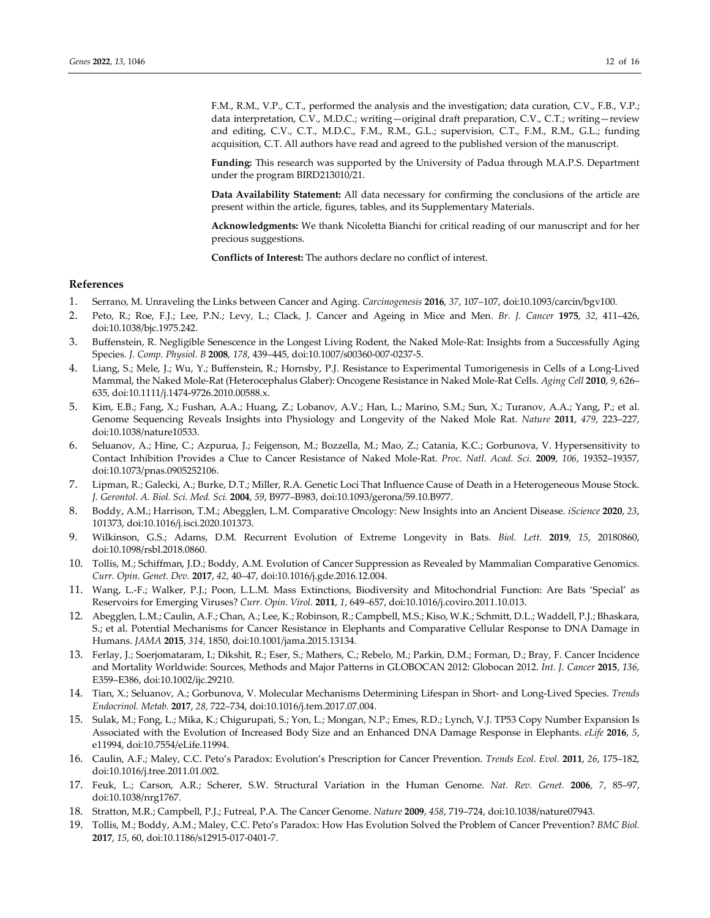F.M., R.M., V.P., C.T., performed the analysis and the investigation; data curation, C.V., F.B., V.P.; data interpretation, C.V., M.D.C.; writing—original draft preparation, C.V., C.T.; writing—review and editing, C.V., C.T., M.D.C., F.M., R.M., G.L.; supervision, C.T., F.M., R.M., G.L.; funding acquisition, C.T. All authors have read and agreed to the published version of the manuscript.

**Funding:** This research was supported by the University of Padua through M.A.P.S. Department under the program BIRD213010/21.

**Data Availability Statement:** All data necessary for confirming the conclusions of the article are present within the article, figures, tables, and its Supplementary Materials.

**Acknowledgments:** We thank Nicoletta Bianchi for critical reading of our manuscript and for her precious suggestions.

**Conflicts of Interest:** The authors declare no conflict of interest.

## References

1. Serrano, M. Unraveling the Links between Cancer and Aging. *Carcinogenesis* **2016**, *37*, 107–107, doi:10.1093/carcin/bgv100.
2. Peto, R.; Roe, F.J.; Lee, P.N.; Levy, L.; Clack, J. Cancer and Ageing in Mice and Men. *Br. J. Cancer* **1975**, *32*, 411–426, doi:10.1038/bjc.1975.242.
3. Buffenstein, R. Negligible Senescence in the Longest Living Rodent, the Naked Mole-Rat: Insights from a Successfully Aging Species. *J. Comp. Physiol. B* **2008**, *178*, 439–445, doi:10.1007/s00360-007-0237-5.
4. Liang, S.; Mele, J.; Wu, Y.; Buffenstein, R.; Hornsby, P.J. Resistance to Experimental Tumorigenesis in Cells of a Long-Lived Mammal, the Naked Mole-Rat (Heterocephalus Glaber): Oncogene Resistance in Naked Mole-Rat Cells. *Aging Cell* **2010**, *9*, 626–635, doi:10.1111/j.1474-9726.2010.00588.x.
5. Kim, E.B.; Fang, X.; Fushan, A.A.; Huang, Z.; Lobanov, A.V.; Han, L.; Marino, S.M.; Sun, X.; Turanov, A.A.; Yang, P.; et al. Genome Sequencing Reveals Insights into Physiology and Longevity of the Naked Mole Rat. *Nature* **2011**, *479*, 223–227, doi:10.1038/nature10533.
6. Seluanov, A.; Hine, C.; Azpurua, J.; Feigenson, M.; Bozzella, M.; Mao, Z.; Catania, K.C.; Gorbunova, V. Hypersensitivity to Contact Inhibition Provides a Clue to Cancer Resistance of Naked Mole-Rat. *Proc. Natl. Acad. Sci.* **2009**, *106*, 19352–19357, doi:10.1073/pnas.0905252106.
7. Lipman, R.; Galecki, A.; Burke, D.T.; Miller, R.A. Genetic Loci That Influence Cause of Death in a Heterogeneous Mouse Stock. *J. Gerontol. A. Biol. Sci. Med. Sci.* **2004**, *59*, B977–B983, doi:10.1093/gerona/59.10.B977.
8. Boddy, A.M.; Harrison, T.M.; Abegglen, L.M. Comparative Oncology: New Insights into an Ancient Disease. *iScience* **2020**, *23*, 101373, doi:10.1016/j.isci.2020.101373.
9. Wilkinson, G.S.; Adams, D.M. Recurrent Evolution of Extreme Longevity in Bats. *Biol. Lett.* **2019**, *15*, 20180860, doi:10.1098/rsbl.2018.0860.
10. Tollis, M.; Schiffman, J.D.; Boddy, A.M. Evolution of Cancer Suppression as Revealed by Mammalian Comparative Genomics. *Curr. Opin. Genet. Dev.* **2017**, *42*, 40–47, doi:10.1016/j.gde.2016.12.004.
11. Wang, L.-F.; Walker, P.J.; Poon, L.L.M. Mass Extinctions, Biodiversity and Mitochondrial Function: Are Bats 'Special' as Reservoirs for Emerging Viruses? *Curr. Opin. Virol.* **2011**, *1*, 649–657, doi:10.1016/j.coviro.2011.10.013.
12. Abegglen, L.M.; Caulin, A.F.; Chan, A.; Lee, K.; Robinson, R.; Campbell, M.S.; Kiso, W.K.; Schmitt, D.L.; Waddell, P.J.; Bhaskara, S.; et al. Potential Mechanisms for Cancer Resistance in Elephants and Comparative Cellular Response to DNA Damage in Humans. *JAMA* **2015**, *314*, 1850, doi:10.1001/jama.2015.13134.
13. Ferlay, J.; Soerjomataram, I.; Dikshit, R.; Eser, S.; Mathers, C.; Rebelo, M.; Parkin, D.M.; Forman, D.; Bray, F. Cancer Incidence and Mortality Worldwide: Sources, Methods and Major Patterns in GLOBOCAN 2012: Globocan 2012. *Int. J. Cancer* **2015**, *136*, E359–E386, doi:10.1002/ijc.29210.
14. Tian, X.; Seluanov, A.; Gorbunova, V. Molecular Mechanisms Determining Lifespan in Short- and Long-Lived Species. *Trends Endocrinol. Metab.* **2017**, *28*, 722–734, doi:10.1016/j.tem.2017.07.004.
15. Sulak, M.; Fong, L.; Mika, K.; Chigurupati, S.; Yon, L.; Mongan, N.P.; Emes, R.D.; Lynch, V.J. TP53 Copy Number Expansion Is Associated with the Evolution of Increased Body Size and an Enhanced DNA Damage Response in Elephants. *eLife* **2016**, *5*, e11994, doi:10.7554/eLife.11994.
16. Caulin, A.F.; Maley, C.C. Peto's Paradox: Evolution's Prescription for Cancer Prevention. *Trends Ecol. Evol.* **2011**, *26*, 175–182, doi:10.1016/j.tree.2011.01.002.
17. Feuk, L.; Carson, A.R.; Scherer, S.W. Structural Variation in the Human Genome. *Nat. Rev. Genet.* **2006**, *7*, 85–97, doi:10.1038/nrg1767.
18. Stratton, M.R.; Campbell, P.J.; Futreal, P.A. The Cancer Genome. *Nature* **2009**, *458*, 719–724, doi:10.1038/nature07943.
19. Tollis, M.; Boddy, A.M.; Maley, C.C. Peto's Paradox: How Has Evolution Solved the Problem of Cancer Prevention? *BMC Biol.* **2017**, *15*, 60, doi:10.1186/s12915-017-0401-7.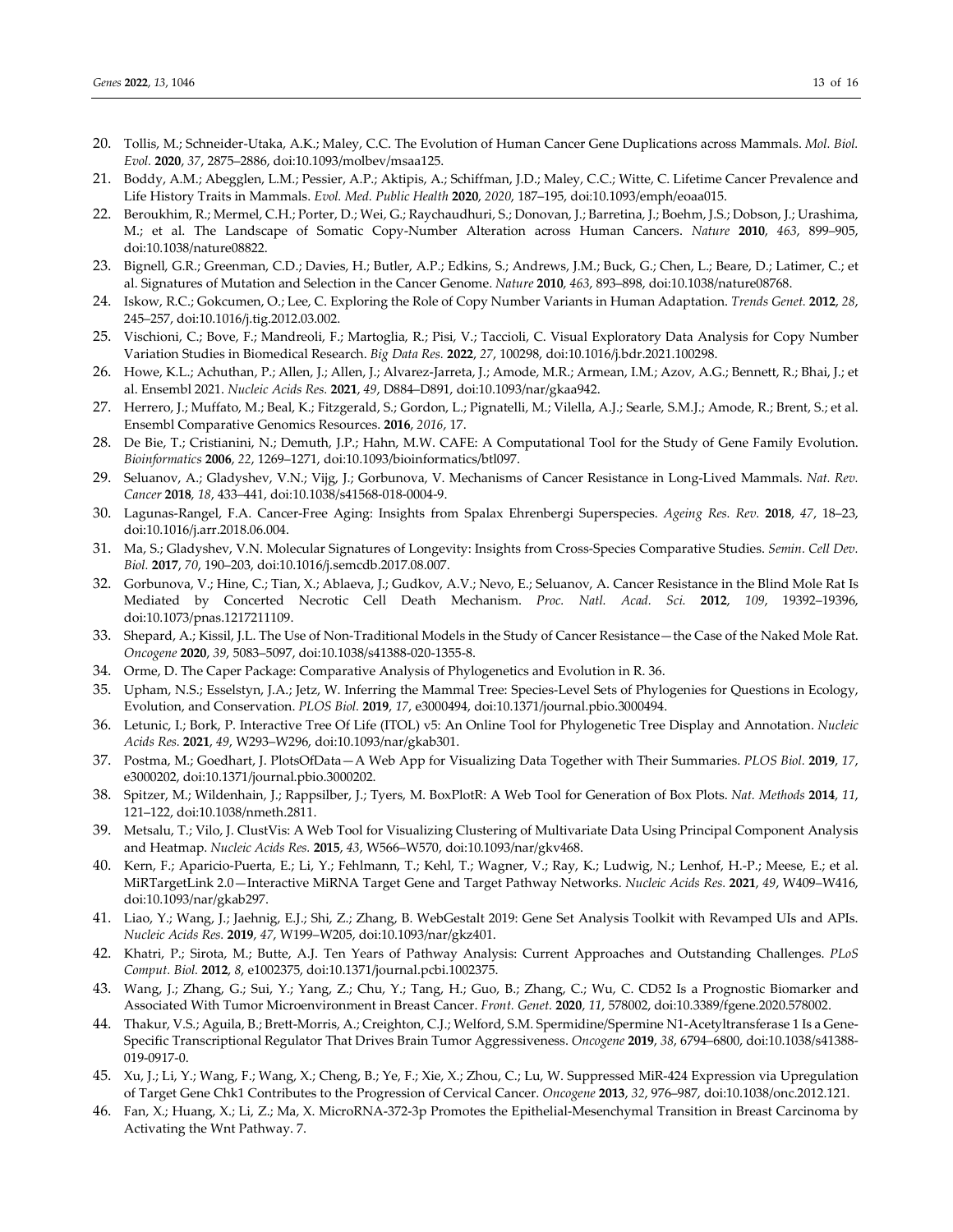20. Tollis, M.; Schneider-Utaka, A.K.; Maley, C.C. The Evolution of Human Cancer Gene Duplications across Mammals. *Mol. Biol. Evol.* **2020**, *37*, 2875–2886, doi:10.1093/molbev/msaa125.
21. Boddy, A.M.; Abegglen, L.M.; Pessier, A.P.; Aktipis, A.; Schiffman, J.D.; Maley, C.C.; Witte, C. Lifetime Cancer Prevalence and Life History Traits in Mammals. *Evol. Med. Public Health* **2020**, *2020*, 187–195, doi:10.1093/emph/eoaa015.
22. Beroukhim, R.; Mermel, C.H.; Porter, D.; Wei, G.; Raychaudhuri, S.; Donovan, J.; Barretina, J.; Boehm, J.S.; Dobson, J.; Urashima, M.; et al. The Landscape of Somatic Copy-Number Alteration across Human Cancers. *Nature* **2010**, *463*, 899–905, doi:10.1038/nature08822.
23. Bignell, G.R.; Greenman, C.D.; Davies, H.; Butler, A.P.; Edkins, S.; Andrews, J.M.; Buck, G.; Chen, L.; Beare, D.; Latimer, C.; et al. Signatures of Mutation and Selection in the Cancer Genome. *Nature* **2010**, *463*, 893–898, doi:10.1038/nature08768.
24. Iskow, R.C.; Gokcumen, O.; Lee, C. Exploring the Role of Copy Number Variants in Human Adaptation. *Trends Genet.* **2012**, *28*, 245–257, doi:10.1016/j.tig.2012.03.002.
25. Vischioni, C.; Bove, F.; Mandreoli, F.; Martoglia, R.; Pisi, V.; Taccioli, C. Visual Exploratory Data Analysis for Copy Number Variation Studies in Biomedical Research. *Big Data Res.* **2022**, *27*, 100298, doi:10.1016/j.bdr.2021.100298.
26. Howe, K.L.; Achuthan, P.; Allen, J.; Allen, J.; Alvarez-Jarreta, J.; Amode, M.R.; Armean, I.M.; Azov, A.G.; Bennett, R.; Bhai, J.; et al. Ensembl 2021. *Nucleic Acids Res.* **2021**, *49*, D884–D891, doi:10.1093/nar/gkaa942.
27. Herrero, J.; Muffato, M.; Beal, K.; Fitzgerald, S.; Gordon, L.; Pignatelli, M.; Vilella, A.J.; Searle, S.M.J.; Amode, R.; Brent, S.; et al. Ensembl Comparative Genomics Resources. **2016**, *2016*, 17.
28. De Bie, T.; Cristianini, N.; Demuth, J.P.; Hahn, M.W. CAFE: A Computational Tool for the Study of Gene Family Evolution. *Bioinformatics* **2006**, *22*, 1269–1271, doi:10.1093/bioinformatics/btl097.
29. Seluanov, A.; Gladyshev, V.N.; Vijg, J.; Gorbunova, V. Mechanisms of Cancer Resistance in Long-Lived Mammals. *Nat. Rev. Cancer* **2018**, *18*, 433–441, doi:10.1038/s41568-018-0004-9.
30. Lagunas-Rangel, F.A. Cancer-Free Aging: Insights from Spalax Ehrenbergi Superspecies. *Ageing Res. Rev.* **2018**, *47*, 18–23, doi:10.1016/j.arr.2018.06.004.
31. Ma, S.; Gladyshev, V.N. Molecular Signatures of Longevity: Insights from Cross-Species Comparative Studies. *Semin. Cell Dev. Biol.* **2017**, *70*, 190–203, doi:10.1016/j.semcdb.2017.08.007.
32. Gorbunova, V.; Hine, C.; Tian, X.; Ablaeva, J.; Gudkov, A.V.; Nevo, E.; Seluanov, A. Cancer Resistance in the Blind Mole Rat Is Mediated by Concerted Necrotic Cell Death Mechanism. *Proc. Natl. Acad. Sci.* **2012**, *109*, 19392–19396, doi:10.1073/pnas.1217211109.
33. Shepard, A.; Kissil, J.L. The Use of Non-Traditional Models in the Study of Cancer Resistance—the Case of the Naked Mole Rat. *Oncogene* **2020**, *39*, 5083–5097, doi:10.1038/s41388-020-1355-8.
34. Orme, D. The Caper Package: Comparative Analysis of Phylogenetics and Evolution in R. 36.
35. Upham, N.S.; Esselstyn, J.A.; Jetz, W. Inferring the Mammal Tree: Species-Level Sets of Phylogenies for Questions in Ecology, Evolution, and Conservation. *PLOS Biol.* **2019**, *17*, e3000494, doi:10.1371/journal.pbio.3000494.
36. Letunic, I.; Bork, P. Interactive Tree Of Life (ITOL) v5: An Online Tool for Phylogenetic Tree Display and Annotation. *Nucleic Acids Res.* **2021**, *49*, W293–W296, doi:10.1093/nar/gkab301.
37. Postma, M.; Goedhart, J. PlotsOfData—A Web App for Visualizing Data Together with Their Summaries. *PLOS Biol.* **2019**, *17*, e3000202, doi:10.1371/journal.pbio.3000202.
38. Spitzer, M.; Wildenhain, J.; Rappsilber, J.; Tyers, M. BoxPlotR: A Web Tool for Generation of Box Plots. *Nat. Methods* **2014**, *11*, 121–122, doi:10.1038/nmeth.2811.
39. Metsalu, T.; Vilo, J. ClustVis: A Web Tool for Visualizing Clustering of Multivariate Data Using Principal Component Analysis and Heatmap. *Nucleic Acids Res.* **2015**, *43*, W566–W570, doi:10.1093/nar/gkv468.
40. Kern, F.; Aparicio-Puerta, E.; Li, Y.; Fehlmann, T.; Kehl, T.; Wagner, V.; Ray, K.; Ludwig, N.; Lenhof, H.-P.; Meese, E.; et al. MiRTargetLink 2.0—Interactive MiRNA Target Gene and Target Pathway Networks. *Nucleic Acids Res.* **2021**, *49*, W409–W416, doi:10.1093/nar/gkab297.
41. Liao, Y.; Wang, J.; Jaehnig, E.J.; Shi, Z.; Zhang, B. WebGestalt 2019: Gene Set Analysis Toolkit with Revamped UIs and APIs. *Nucleic Acids Res.* **2019**, *47*, W199–W205, doi:10.1093/nar/gkz401.
42. Khatri, P.; Sirota, M.; Butte, A.J. Ten Years of Pathway Analysis: Current Approaches and Outstanding Challenges. *PLoS Comput. Biol.* **2012**, *8*, e1002375, doi:10.1371/journal.pcbi.1002375.
43. Wang, J.; Zhang, G.; Sui, Y.; Yang, Z.; Chu, Y.; Tang, H.; Guo, B.; Zhang, C.; Wu, C. CD52 Is a Prognostic Biomarker and Associated With Tumor Microenvironment in Breast Cancer. *Front. Genet.* **2020**, *11*, 578002, doi:10.3389/fgene.2020.578002.
44. Thakur, V.S.; Aguila, B.; Brett-Morris, A.; Creighton, C.J.; Welford, S.M. Spermidine/Spermine N1-Acetyltransferase 1 Is a Gene-Specific Transcriptional Regulator That Drives Brain Tumor Aggressiveness. *Oncogene* **2019**, *38*, 6794–6800, doi:10.1038/s41388-019-0917-0.
45. Xu, J.; Li, Y.; Wang, F.; Wang, X.; Cheng, B.; Ye, F.; Xie, X.; Zhou, C.; Lu, W. Suppressed MiR-424 Expression via Upregulation of Target Gene Chk1 Contributes to the Progression of Cervical Cancer. *Oncogene* **2013**, *32*, 976–987, doi:10.1038/onc.2012.121.
46. Fan, X.; Huang, X.; Li, Z.; Ma, X. MicroRNA-372-3p Promotes the Epithelial-Mesenchymal Transition in Breast Carcinoma by Activating the Wnt Pathway. 7.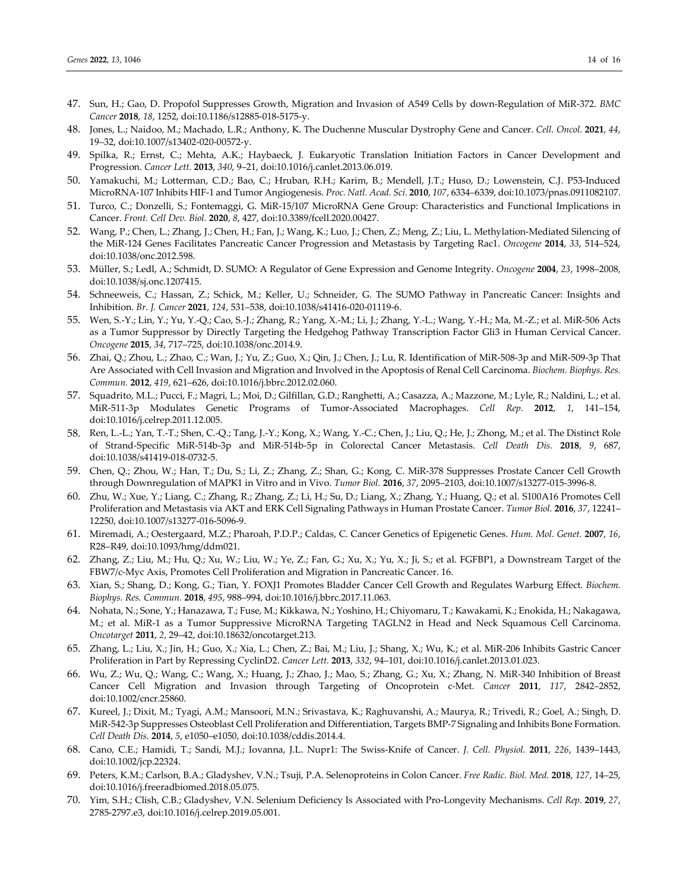47. Sun, H.; Gao, D. Propofol Suppresses Growth, Migration and Invasion of A549 Cells by down-Regulation of MiR-372. *BMC Cancer* **2018**, *18*, 1252, doi:10.1186/s12885-018-5175-y.
48. Jones, L.; Naidoo, M.; Machado, L.R.; Anthony, K. The Duchenne Muscular Dystrophy Gene and Cancer. *Cell. Oncol.* **2021**, *44*, 19–32, doi:10.1007/s13402-020-00572-y.
49. Spilka, R.; Ernst, C.; Mehta, A.K.; Haybaeck, J. Eukaryotic Translation Initiation Factors in Cancer Development and Progression. *Cancer Lett.* **2013**, *340*, 9–21, doi:10.1016/j.canlet.2013.06.019.
50. Yamakuchi, M.; Lotterman, C.D.; Bao, C.; Hruban, R.H.; Karim, B.; Mendell, J.T.; Huso, D.; Lowenstein, C.J. P53-Induced MicroRNA-107 Inhibits HIF-1 and Tumor Angiogenesis. *Proc. Natl. Acad. Sci.* **2010**, *107*, 6334–6339, doi:10.1073/pnas.0911082107.
51. Turco, C.; Donzelli, S.; Fontemaggi, G. MiR-15/107 MicroRNA Gene Group: Characteristics and Functional Implications in Cancer. *Front. Cell Dev. Biol.* **2020**, *8*, 427, doi:10.3389/fcell.2020.00427.
52. Wang, P.; Chen, L.; Zhang, J.; Chen, H.; Fan, J.; Wang, K.; Luo, J.; Chen, Z.; Meng, Z.; Liu, L. Methylation-Mediated Silencing of the MiR-124 Genes Facilitates Pancreatic Cancer Progression and Metastasis by Targeting Rac1. *Oncogene* **2014**, *33*, 514–524, doi:10.1038/onc.2012.598.
53. Müller, S.; Ledl, A.; Schmidt, D. SUMO: A Regulator of Gene Expression and Genome Integrity. *Oncogene* **2004**, *23*, 1998–2008, doi:10.1038/sj.onc.1207415.
54. Schneeweis, C.; Hassan, Z.; Schick, M.; Keller, U.; Schneider, G. The SUMO Pathway in Pancreatic Cancer: Insights and Inhibition. *Br. J. Cancer* **2021**, *124*, 531–538, doi:10.1038/s41416-020-01119-6.
55. Wen, S.-Y.; Lin, Y.; Yu, Y.-Q.; Cao, S.-J.; Zhang, R.; Yang, X.-M.; Li, J.; Zhang, Y.-L.; Wang, Y.-H.; Ma, M.-Z.; et al. MiR-506 Acts as a Tumor Suppressor by Directly Targeting the Hedgehog Pathway Transcription Factor Gli3 in Human Cervical Cancer. *Oncogene* **2015**, *34*, 717–725, doi:10.1038/onc.2014.9.
56. Zhai, Q.; Zhou, L.; Zhao, C.; Wan, J.; Yu, Z.; Guo, X.; Qin, J.; Chen, J.; Lu, R. Identification of MiR-508-3p and MiR-509-3p That Are Associated with Cell Invasion and Migration and Involved in the Apoptosis of Renal Cell Carcinoma. *Biochem. Biophys. Res. Commun.* **2012**, *419*, 621–626, doi:10.1016/j.bbrc.2012.02.060.
57. Squadrito, M.L.; Pucci, F.; Magri, L.; Moi, D.; Gilfillan, G.D.; Ranghetti, A.; Casazza, A.; Mazzone, M.; Lyle, R.; Naldini, L.; et al. MiR-511-3p Modulates Genetic Programs of Tumor-Associated Macrophages. *Cell Rep.* **2012**, *1*, 141–154, doi:10.1016/j.celrep.2011.12.005.
58. Ren, L.-L.; Yan, T.-T.; Shen, C.-Q.; Tang, J.-Y.; Kong, X.; Wang, Y.-C.; Chen, J.; Liu, Q.; He, J.; Zhong, M.; et al. The Distinct Role of Strand-Specific MiR-514b-3p and MiR-514b-5p in Colorectal Cancer Metastasis. *Cell Death Dis.* **2018**, *9*, 687, doi:10.1038/s41419-018-0732-5.
59. Chen, Q.; Zhou, W.; Han, T.; Du, S.; Li, Z.; Zhang, Z.; Shan, G.; Kong, C. MiR-378 Suppresses Prostate Cancer Cell Growth through Downregulation of MAPK1 in Vitro and in Vivo. *Tumor Biol.* **2016**, *37*, 2095–2103, doi:10.1007/s13277-015-3996-8.
60. Zhu, W.; Xue, Y.; Liang, C.; Zhang, R.; Zhang, Z.; Li, H.; Su, D.; Liang, X.; Zhang, Y.; Huang, Q.; et al. S100A16 Promotes Cell Proliferation and Metastasis via AKT and ERK Cell Signaling Pathways in Human Prostate Cancer. *Tumor Biol.* **2016**, *37*, 12241–12250, doi:10.1007/s13277-016-5096-9.
61. Miremadi, A.; Oestergaard, M.Z.; Pharoah, P.D.P.; Caldas, C. Cancer Genetics of Epigenetic Genes. *Hum. Mol. Genet.* **2007**, *16*, R28–R49, doi:10.1093/hmg/ddm021.
62. Zhang, Z.; Liu, M.; Hu, Q.; Xu, W.; Liu, W.; Ye, Z.; Fan, G.; Xu, X.; Yu, X.; Ji, S.; et al. FGFBP1, a Downstream Target of the FBW7/c-Myc Axis, Promotes Cell Proliferation and Migration in Pancreatic Cancer. 16.
63. Xian, S.; Shang, D.; Kong, G.; Tian, Y. FOXJ1 Promotes Bladder Cancer Cell Growth and Regulates Warburg Effect. *Biochem. Biophys. Res. Commun.* **2018**, *495*, 988–994, doi:10.1016/j.bbrc.2017.11.063.
64. Nohata, N.; Sone, Y.; Hanazawa, T.; Fuse, M.; Kikkawa, N.; Yoshino, H.; Chiyomaru, T.; Kawakami, K.; Enokida, H.; Nakagawa, M.; et al. MiR-1 as a Tumor Suppressive MicroRNA Targeting TAGLN2 in Head and Neck Squamous Cell Carcinoma. *Oncotarget* **2011**, *2*, 29–42, doi:10.18632/oncotarget.213.
65. Zhang, L.; Liu, X.; Jin, H.; Guo, X.; Xia, L.; Chen, Z.; Bai, M.; Liu, J.; Shang, X.; Wu, K.; et al. MiR-206 Inhibits Gastric Cancer Proliferation in Part by Repressing CyclinD2. *Cancer Lett.* **2013**, *332*, 94–101, doi:10.1016/j.canlet.2013.01.023.
66. Wu, Z.; Wu, Q.; Wang, C.; Wang, X.; Huang, J.; Zhao, J.; Mao, S.; Zhang, G.; Xu, X.; Zhang, N. MiR-340 Inhibition of Breast Cancer Cell Migration and Invasion through Targeting of Oncoprotein c-Met. *Cancer* **2011**, *117*, 2842–2852, doi:10.1002/cncr.25860.
67. Kureel, J.; Dixit, M.; Tyagi, A.M.; Mansoori, M.N.; Srivastava, K.; Raghuvanshi, A.; Maurya, R.; Trivedi, R.; Goel, A.; Singh, D. MiR-542-3p Suppresses Osteoblast Cell Proliferation and Differentiation, Targets BMP-7 Signaling and Inhibits Bone Formation. *Cell Death Dis.* **2014**, *5*, e1050–e1050, doi:10.1038/cddis.2014.4.
68. Cano, C.E.; Hamidi, T.; Sandi, M.J.; Iovanna, J.L. Nupr1: The Swiss-Knife of Cancer. *J. Cell. Physiol.* **2011**, *226*, 1439–1443, doi:10.1002/jcp.22324.
69. Peters, K.M.; Carlson, B.A.; Gladyshev, V.N.; Tsuji, P.A. Selenoproteins in Colon Cancer. *Free Radic. Biol. Med.* **2018**, *127*, 14–25, doi:10.1016/j.freeradbiomed.2018.05.075.
70. Yim, S.H.; Clish, C.B.; Gladyshev, V.N. Selenium Deficiency Is Associated with Pro-Longevity Mechanisms. *Cell Rep.* **2019**, *27*, 2785-2797.e3, doi:10.1016/j.celrep.2019.05.001.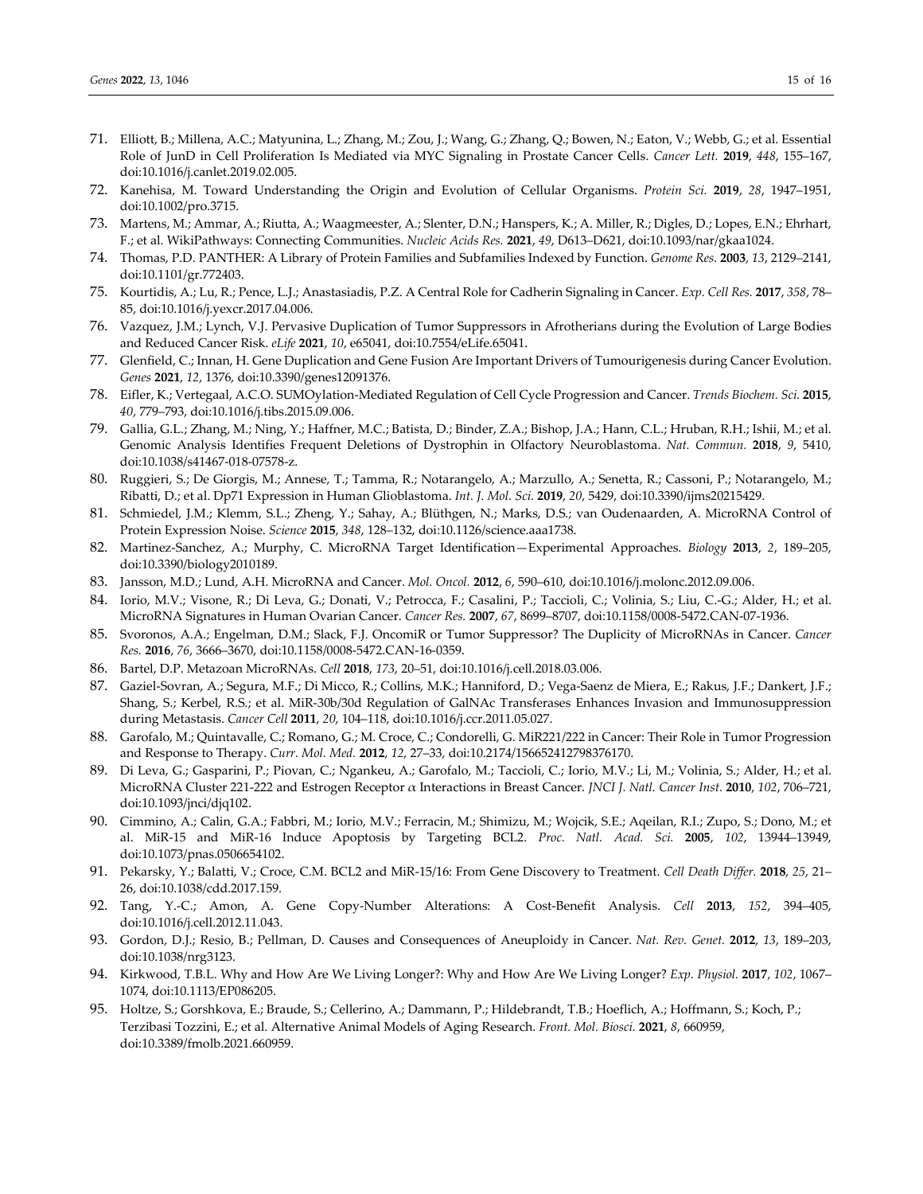71. Elliott, B.; Millena, A.C.; Matyunina, L.; Zhang, M.; Zou, J.; Wang, G.; Zhang, Q.; Bowen, N.; Eaton, V.; Webb, G.; et al. Essential Role of JunD in Cell Proliferation Is Mediated via MYC Signaling in Prostate Cancer Cells. *Cancer Lett.* **2019**, *448*, 155–167, doi:10.1016/j.canlet.2019.02.005.
72. Kanehisa, M. Toward Understanding the Origin and Evolution of Cellular Organisms. *Protein Sci.* **2019**, *28*, 1947–1951, doi:10.1002/pro.3715.
73. Martens, M.; Ammar, A.; Riutta, A.; Waagmeester, A.; Slenter, D.N.; Hanspers, K.; A. Miller, R.; Digles, D.; Lopes, E.N.; Ehrhart, F.; et al. WikiPathways: Connecting Communities. *Nucleic Acids Res.* **2021**, *49*, D613–D621, doi:10.1093/nar/gkaa1024.
74. Thomas, P.D. PANTHER: A Library of Protein Families and Subfamilies Indexed by Function. *Genome Res.* **2003**, *13*, 2129–2141, doi:10.1101/gr.772403.
75. Kourtidis, A.; Lu, R.; Pence, L.J.; Anastasiadis, P.Z. A Central Role for Cadherin Signaling in Cancer. *Exp. Cell Res.* **2017**, *358*, 78–85, doi:10.1016/j.yexcr.2017.04.006.
76. Vazquez, J.M.; Lynch, V.J. Pervasive Duplication of Tumor Suppressors in Afrotherians during the Evolution of Large Bodies and Reduced Cancer Risk. *eLife* **2021**, *10*, e65041, doi:10.7554/eLife.65041.
77. Glenfield, C.; Innan, H. Gene Duplication and Gene Fusion Are Important Drivers of Tumourigenesis during Cancer Evolution. *Genes* **2021**, *12*, 1376, doi:10.3390/genes12091376.
78. Eifler, K.; Vertegaal, A.C.O. SUMOylation-Mediated Regulation of Cell Cycle Progression and Cancer. *Trends Biochem. Sci.* **2015**, *40*, 779–793, doi:10.1016/j.tibs.2015.09.006.
79. Gallia, G.L.; Zhang, M.; Ning, Y.; Haffner, M.C.; Batista, D.; Binder, Z.A.; Bishop, J.A.; Hann, C.L.; Hruban, R.H.; Ishii, M.; et al. Genomic Analysis Identifies Frequent Deletions of Dystrophin in Olfactory Neuroblastoma. *Nat. Commun.* **2018**, *9*, 5410, doi:10.1038/s41467-018-07578-z.
80. Ruggieri, S.; De Giorgis, M.; Annese, T.; Tamma, R.; Notarangelo, A.; Marzullo, A.; Senetta, R.; Cassoni, P.; Notarangelo, M.; Ribatti, D.; et al. Dp71 Expression in Human Glioblastoma. *Int. J. Mol. Sci.* **2019**, *20*, 5429, doi:10.3390/ijms20215429.
81. Schmiedel, J.M.; Klemm, S.L.; Zheng, Y.; Sahay, A.; Blüthgen, N.; Marks, D.S.; van Oudenaarden, A. MicroRNA Control of Protein Expression Noise. *Science* **2015**, *348*, 128–132, doi:10.1126/science.aaa1738.
82. Martinez-Sanchez, A.; Murphy, C. MicroRNA Target Identification—Experimental Approaches. *Biology* **2013**, *2*, 189–205, doi:10.3390/biology2010189.
83. Jansson, M.D.; Lund, A.H. MicroRNA and Cancer. *Mol. Oncol.* **2012**, *6*, 590–610, doi:10.1016/j.molonc.2012.09.006.
84. Iorio, M.V.; Visone, R.; Di Leva, G.; Donati, V.; Petrocca, F.; Casalini, P.; Taccioli, C.; Volinia, S.; Liu, C.-G.; Alder, H.; et al. MicroRNA Signatures in Human Ovarian Cancer. *Cancer Res.* **2007**, *67*, 8699–8707, doi:10.1158/0008-5472.CAN-07-1936.
85. Svoronos, A.A.; Engelman, D.M.; Slack, F.J. OncomiR or Tumor Suppressor? The Duplicity of MicroRNAs in Cancer. *Cancer Res.* **2016**, *76*, 3666–3670, doi:10.1158/0008-5472.CAN-16-0359.
86. Bartel, D.P. Metazoan MicroRNAs. *Cell* **2018**, *173*, 20–51, doi:10.1016/j.cell.2018.03.006.
87. Gaziel-Sovran, A.; Segura, M.F.; Di Micco, R.; Collins, M.K.; Hanniford, D.; Vega-Saenz de Miera, E.; Rakus, J.F.; Dankert, J.F.; Shang, S.; Kerbel, R.S.; et al. MiR-30b/30d Regulation of GalNAc Transferases Enhances Invasion and Immunosuppression during Metastasis. *Cancer Cell* **2011**, *20*, 104–118, doi:10.1016/j.ccr.2011.05.027.
88. Garofalo, M.; Quintavalle, C.; Romano, G.; M. Croce, C.; Condorelli, G. MiR221/222 in Cancer: Their Role in Tumor Progression and Response to Therapy. *Curr. Mol. Med.* **2012**, *12*, 27–33, doi:10.2174/156652412798376170.
89. Di Leva, G.; Gasparini, P.; Piovan, C.; Ngankeu, A.; Garofalo, M.; Taccioli, C.; Iorio, M.V.; Li, M.; Volinia, S.; Alder, H.; et al. MicroRNA Cluster 221-222 and Estrogen Receptor α Interactions in Breast Cancer. *JNCI J. Natl. Cancer Inst.* **2010**, *102*, 706–721, doi:10.1093/jnci/djq102.
90. Cimmino, A.; Calin, G.A.; Fabbri, M.; Iorio, M.V.; Ferracin, M.; Shimizu, M.; Wojcik, S.E.; Aqeilan, R.I.; Zupo, S.; Dono, M.; et al. MiR-15 and MiR-16 Induce Apoptosis by Targeting BCL2. *Proc. Natl. Acad. Sci.* **2005**, *102*, 13944–13949, doi:10.1073/pnas.0506654102.
91. Pekarsky, Y.; Balatti, V.; Croce, C.M. BCL2 and MiR-15/16: From Gene Discovery to Treatment. *Cell Death Differ.* **2018**, *25*, 21–26, doi:10.1038/cdd.2017.159.
92. Tang, Y.-C.; Amon, A. Gene Copy-Number Alterations: A Cost-Benefit Analysis. *Cell* **2013**, *152*, 394–405, doi:10.1016/j.cell.2012.11.043.
93. Gordon, D.J.; Resio, B.; Pellman, D. Causes and Consequences of Aneuploidy in Cancer. *Nat. Rev. Genet.* **2012**, *13*, 189–203, doi:10.1038/nrg3123.
94. Kirkwood, T.B.L. Why and How Are We Living Longer?: Why and How Are We Living Longer? *Exp. Physiol.* **2017**, *102*, 1067–1074, doi:10.1113/EP086205.
95. Holtze, S.; Gorshkova, E.; Braude, S.; Cellerino, A.; Dammann, P.; Hildebrandt, T.B.; Hoeflich, A.; Hoffmann, S.; Koch, P.; Terzibasi Tozzini, E.; et al. Alternative Animal Models of Aging Research. *Front. Mol. Biosci.* **2021**, *8*, 660959, doi:10.3389/fmolb.2021.660959.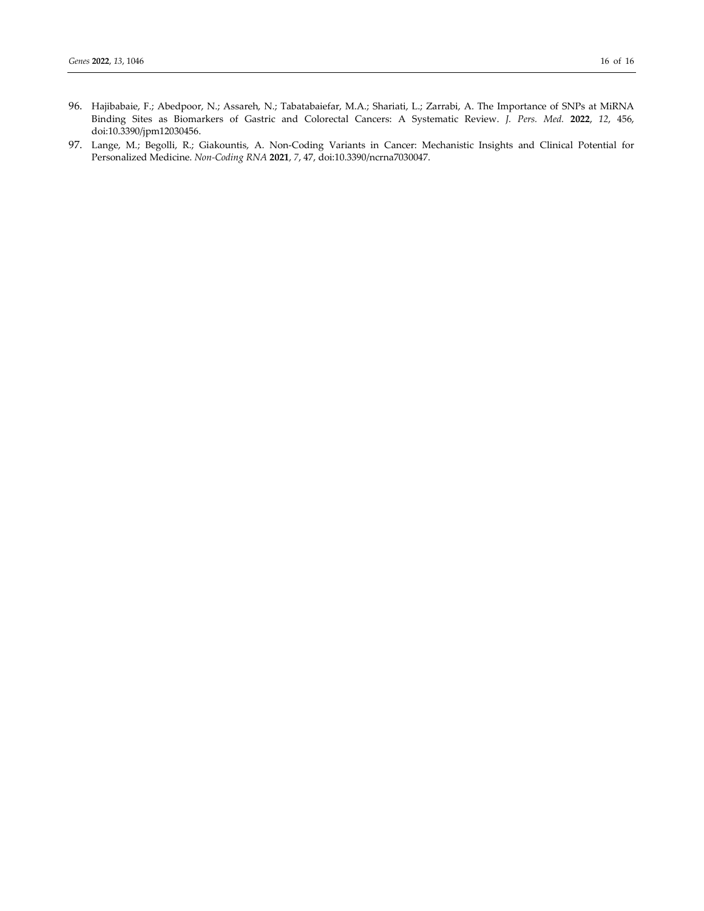96. Hajibabaie, F.; Abedpoor, N.; Assareh, N.; Tabatabaiefar, M.A.; Shariati, L.; Zarrabi, A. The Importance of SNPs at MiRNA Binding Sites as Biomarkers of Gastric and Colorectal Cancers: A Systematic Review. *J. Pers. Med.* **2022**, *12*, 456, doi:10.3390/jpm12030456.
97. Lange, M.; Begolli, R.; Giakountis, A. Non-Coding Variants in Cancer: Mechanistic Insights and Clinical Potential for Personalized Medicine. *Non-Coding RNA* **2021**, *7*, 47, doi:10.3390/ncrna7030047.